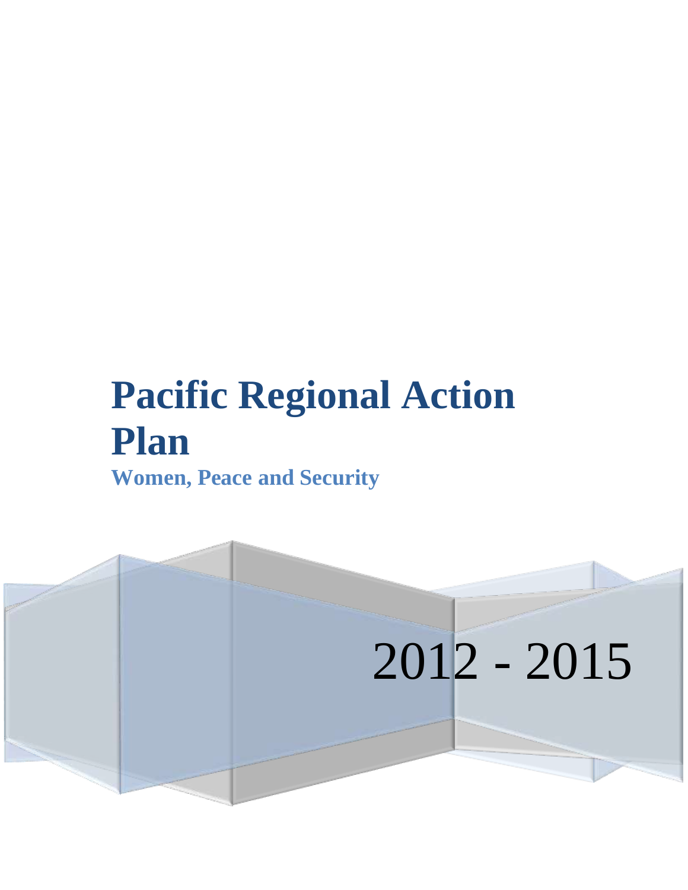# Pacific Regional Action Plan

## Women, Peace and Security

2012 - 2015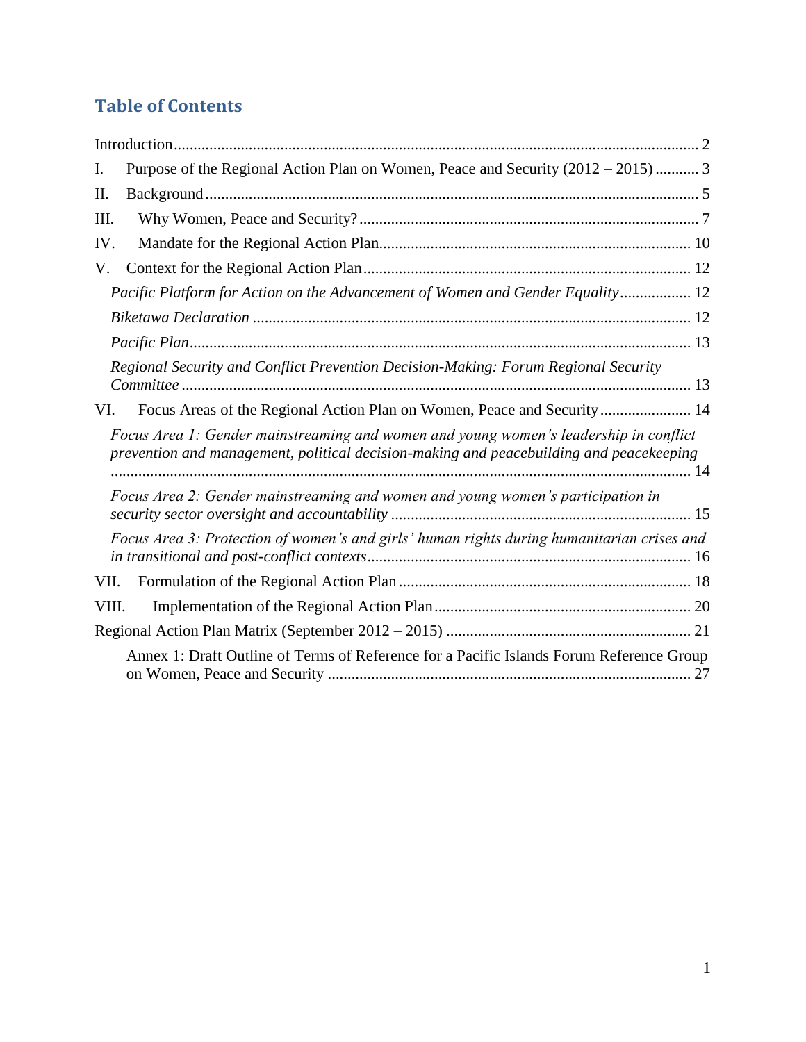## Table of Contents

Introduction .................................................................................................................... 2

I. Purpose of the Regional Action Plan on Women, Peace and Security (2012 – 2015) ........... 3

II. Background ............................................................................................................ 5

III. Why Women, Peace and Security? ....................................................................... 7

IV. Mandate for the Regional Action Plan .................................................................. 10

V. Context for the Regional Action Plan ..................................................................... 12

*Pacific Platform for Action on the Advancement of Women and Gender Equality* .................. 12

*Biketawa Declaration* .............................................................................................. 12

*Pacific Plan* ............................................................................................................. 13

*Regional Security and Conflict Prevention Decision-Making: Forum Regional Security Committee* ................................................................................................................ 13

VI. Focus Areas of the Regional Action Plan on Women, Peace and Security ....................... 14

*Focus Area 1: Gender mainstreaming and women and young women's leadership in conflict prevention and management, political decision-making and peacebuilding and peacekeeping* ................................................................................................................................ 14

*Focus Area 2: Gender mainstreaming and women and young women's participation in security sector oversight and accountability* ............................................................ 15

*Focus Area 3: Protection of women's and girls' human rights during humanitarian crises and in transitional and post-conflict contexts* .................................................................... 16

VII. Formulation of the Regional Action Plan ............................................................ 18

VIII. Implementation of the Regional Action Plan ...................................................... 20

Regional Action Plan Matrix (September 2012 – 2015) .............................................. 21

Annex 1: Draft Outline of Terms of Reference for a Pacific Islands Forum Reference Group on Women, Peace and Security ........................................................................................... 27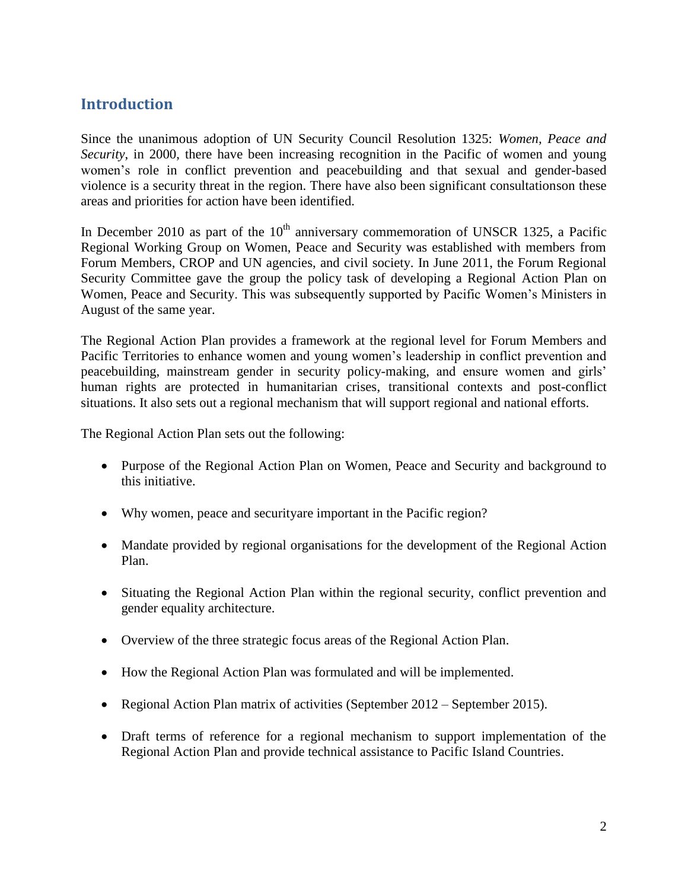## Introduction

Since the unanimous adoption of UN Security Council Resolution 1325: *Women, Peace and Security*, in 2000, there have been increasing recognition in the Pacific of women and young women's role in conflict prevention and peacebuilding and that sexual and gender-based violence is a security threat in the region. There have also been significant consultationson these areas and priorities for action have been identified.

In December 2010 as part of the 10th anniversary commemoration of UNSCR 1325, a Pacific Regional Working Group on Women, Peace and Security was established with members from Forum Members, CROP and UN agencies, and civil society. In June 2011, the Forum Regional Security Committee gave the group the policy task of developing a Regional Action Plan on Women, Peace and Security. This was subsequently supported by Pacific Women's Ministers in August of the same year.

The Regional Action Plan provides a framework at the regional level for Forum Members and Pacific Territories to enhance women and young women's leadership in conflict prevention and peacebuilding, mainstream gender in security policy-making, and ensure women and girls' human rights are protected in humanitarian crises, transitional contexts and post-conflict situations. It also sets out a regional mechanism that will support regional and national efforts.

The Regional Action Plan sets out the following:

- Purpose of the Regional Action Plan on Women, Peace and Security and background to this initiative.
- Why women, peace and securityare important in the Pacific region?
- Mandate provided by regional organisations for the development of the Regional Action Plan.
- Situating the Regional Action Plan within the regional security, conflict prevention and gender equality architecture.
- Overview of the three strategic focus areas of the Regional Action Plan.
- How the Regional Action Plan was formulated and will be implemented.
- Regional Action Plan matrix of activities (September 2012 – September 2015).
- Draft terms of reference for a regional mechanism to support implementation of the Regional Action Plan and provide technical assistance to Pacific Island Countries.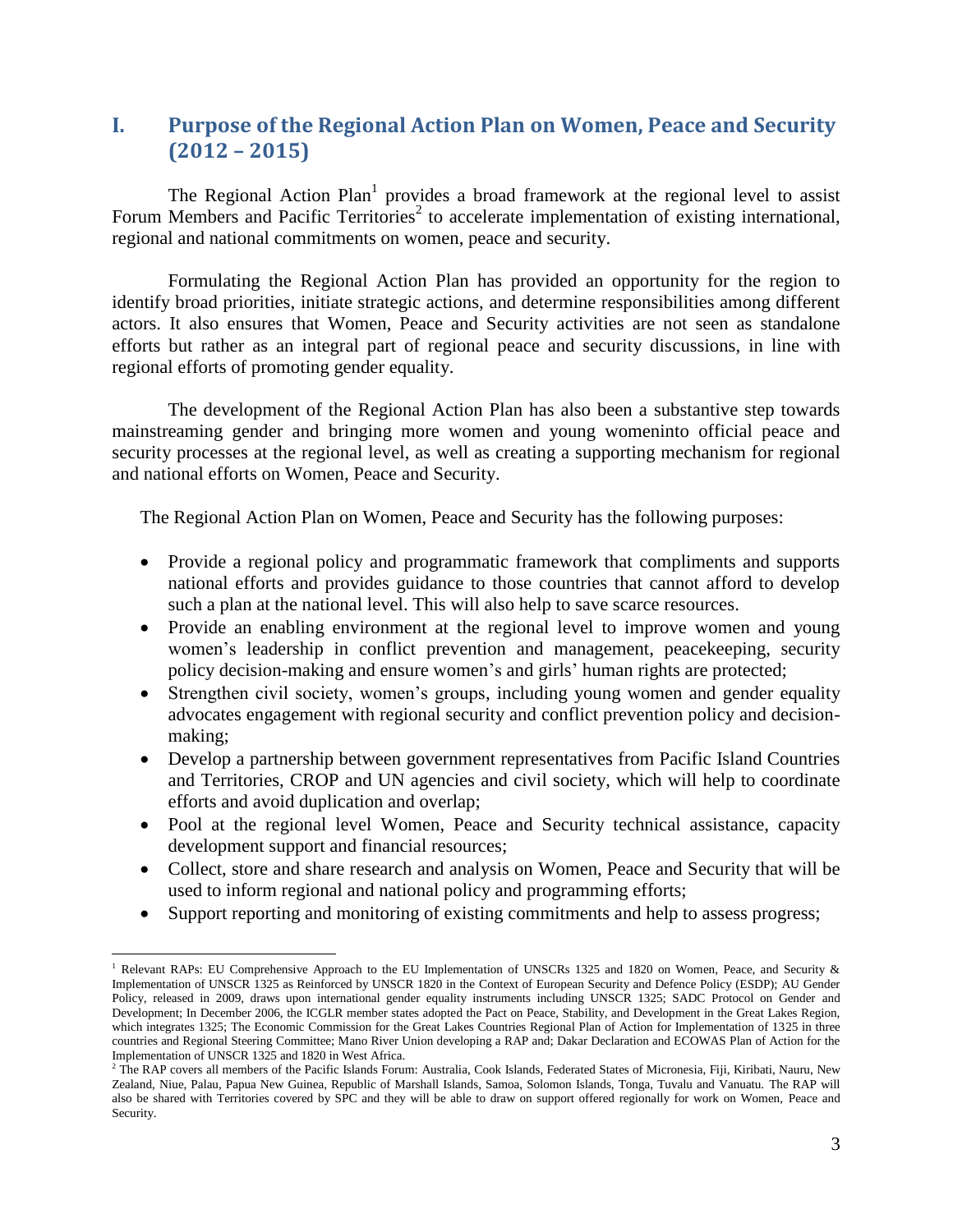## I. Purpose of the Regional Action Plan on Women, Peace and Security (2012 – 2015)

The Regional Action Plan[1] provides a broad framework at the regional level to assist Forum Members and Pacific Territories[2] to accelerate implementation of existing international, regional and national commitments on women, peace and security.

Formulating the Regional Action Plan has provided an opportunity for the region to identify broad priorities, initiate strategic actions, and determine responsibilities among different actors. It also ensures that Women, Peace and Security activities are not seen as standalone efforts but rather as an integral part of regional peace and security discussions, in line with regional efforts of promoting gender equality.

The development of the Regional Action Plan has also been a substantive step towards mainstreaming gender and bringing more women and young womeninto official peace and security processes at the regional level, as well as creating a supporting mechanism for regional and national efforts on Women, Peace and Security.

The Regional Action Plan on Women, Peace and Security has the following purposes:

- Provide a regional policy and programmatic framework that compliments and supports national efforts and provides guidance to those countries that cannot afford to develop such a plan at the national level. This will also help to save scarce resources.
- Provide an enabling environment at the regional level to improve women and young women's leadership in conflict prevention and management, peacekeeping, security policy decision-making and ensure women's and girls' human rights are protected;
- Strengthen civil society, women's groups, including young women and gender equality advocates engagement with regional security and conflict prevention policy and decision-making;
- Develop a partnership between government representatives from Pacific Island Countries and Territories, CROP and UN agencies and civil society, which will help to coordinate efforts and avoid duplication and overlap;
- Pool at the regional level Women, Peace and Security technical assistance, capacity development support and financial resources;
- Collect, store and share research and analysis on Women, Peace and Security that will be used to inform regional and national policy and programming efforts;
- Support reporting and monitoring of existing commitments and help to assess progress;

---

[1] Relevant RAPs: EU Comprehensive Approach to the EU Implementation of UNSCRs 1325 and 1820 on Women, Peace, and Security & Implementation of UNSCR 1325 as Reinforced by UNSCR 1820 in the Context of European Security and Defence Policy (ESDP); AU Gender Policy, released in 2009, draws upon international gender equality instruments including UNSCR 1325; SADC Protocol on Gender and Development; In December 2006, the ICGLR member states adopted the Pact on Peace, Stability, and Development in the Great Lakes Region, which integrates 1325; The Economic Commission for the Great Lakes Countries Regional Plan of Action for Implementation of 1325 in three countries and Regional Steering Committee; Mano River Union developing a RAP and; Dakar Declaration and ECOWAS Plan of Action for the Implementation of UNSCR 1325 and 1820 in West Africa.

[2] The RAP covers all members of the Pacific Islands Forum: Australia, Cook Islands, Federated States of Micronesia, Fiji, Kiribati, Nauru, New Zealand, Niue, Palau, Papua New Guinea, Republic of Marshall Islands, Samoa, Solomon Islands, Tonga, Tuvalu and Vanuatu. The RAP will also be shared with Territories covered by SPC and they will be able to draw on support offered regionally for work on Women, Peace and Security.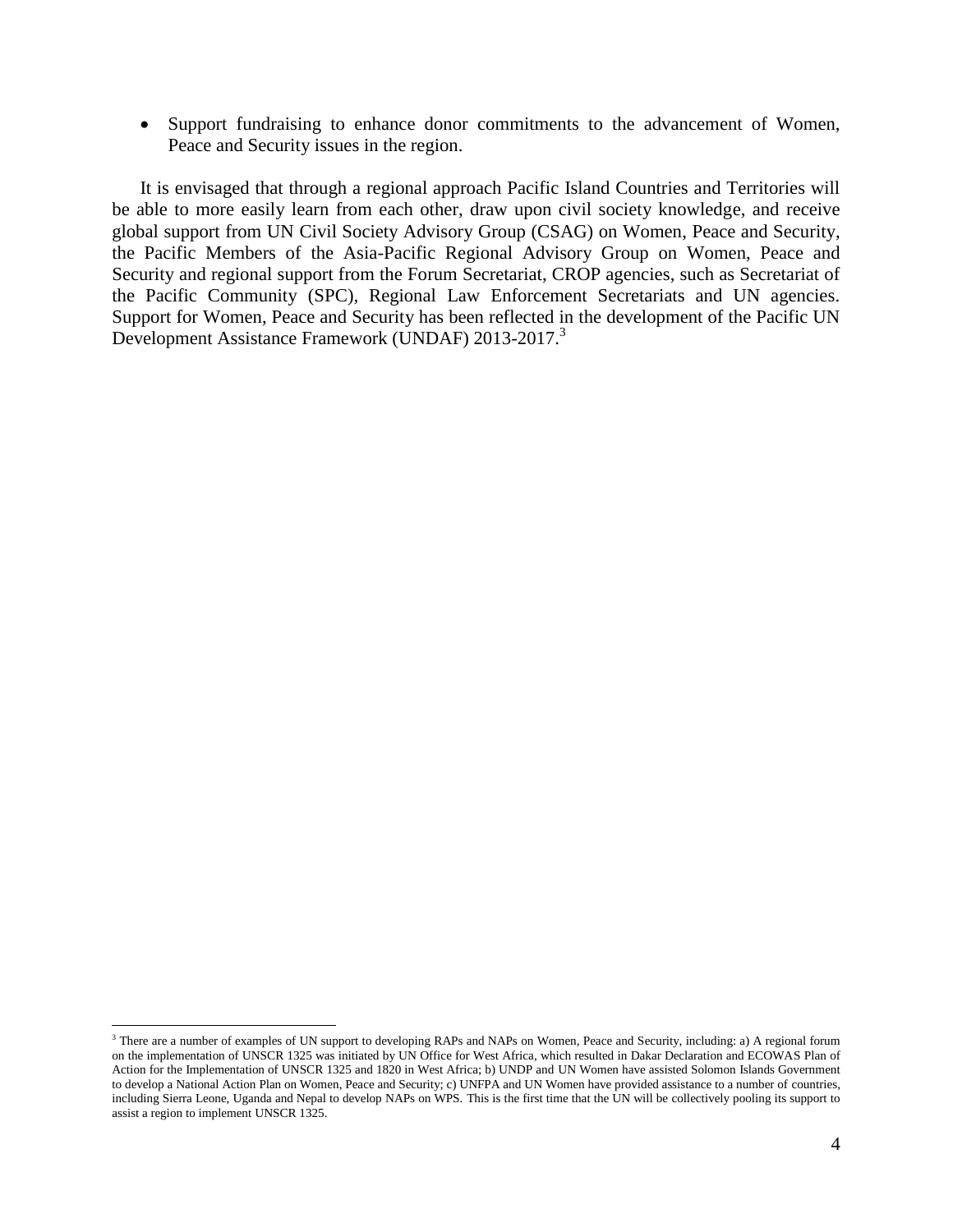- Support fundraising to enhance donor commitments to the advancement of Women, Peace and Security issues in the region.

It is envisaged that through a regional approach Pacific Island Countries and Territories will be able to more easily learn from each other, draw upon civil society knowledge, and receive global support from UN Civil Society Advisory Group (CSAG) on Women, Peace and Security, the Pacific Members of the Asia-Pacific Regional Advisory Group on Women, Peace and Security and regional support from the Forum Secretariat, CROP agencies, such as Secretariat of the Pacific Community (SPC), Regional Law Enforcement Secretariats and UN agencies. Support for Women, Peace and Security has been reflected in the development of the Pacific UN Development Assistance Framework (UNDAF) 2013-2017.[3]

---

[3] There are a number of examples of UN support to developing RAPs and NAPs on Women, Peace and Security, including: a) A regional forum on the implementation of UNSCR 1325 was initiated by UN Office for West Africa, which resulted in Dakar Declaration and ECOWAS Plan of Action for the Implementation of UNSCR 1325 and 1820 in West Africa; b) UNDP and UN Women have assisted Solomon Islands Government to develop a National Action Plan on Women, Peace and Security; c) UNFPA and UN Women have provided assistance to a number of countries, including Sierra Leone, Uganda and Nepal to develop NAPs on WPS. This is the first time that the UN will be collectively pooling its support to assist a region to implement UNSCR 1325.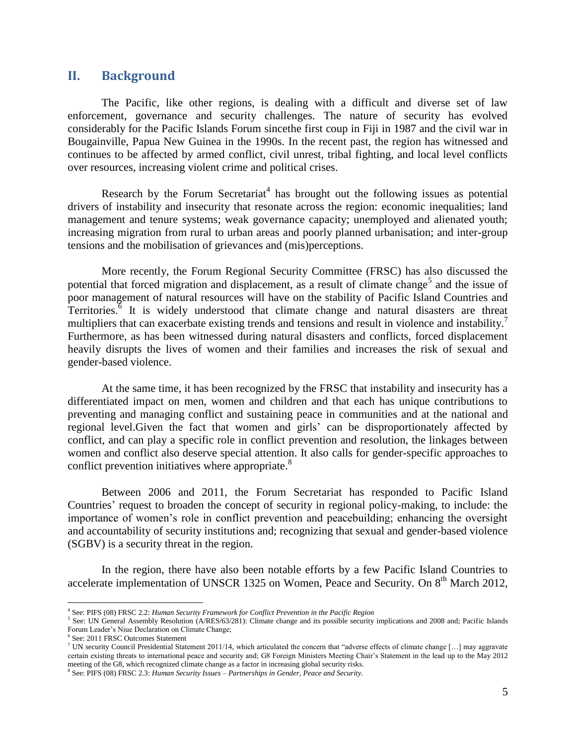## II. Background

The Pacific, like other regions, is dealing with a difficult and diverse set of law enforcement, governance and security challenges. The nature of security has evolved considerably for the Pacific Islands Forum sincethe first coup in Fiji in 1987 and the civil war in Bougainville, Papua New Guinea in the 1990s. In the recent past, the region has witnessed and continues to be affected by armed conflict, civil unrest, tribal fighting, and local level conflicts over resources, increasing violent crime and political crises.

Research by the Forum Secretariat[4] has brought out the following issues as potential drivers of instability and insecurity that resonate across the region: economic inequalities; land management and tenure systems; weak governance capacity; unemployed and alienated youth; increasing migration from rural to urban areas and poorly planned urbanisation; and inter-group tensions and the mobilisation of grievances and (mis)perceptions.

More recently, the Forum Regional Security Committee (FRSC) has also discussed the potential that forced migration and displacement, as a result of climate change[5] and the issue of poor management of natural resources will have on the stability of Pacific Island Countries and Territories.[6] It is widely understood that climate change and natural disasters are threat multipliers that can exacerbate existing trends and tensions and result in violence and instability.[7] Furthermore, as has been witnessed during natural disasters and conflicts, forced displacement heavily disrupts the lives of women and their families and increases the risk of sexual and gender-based violence.

At the same time, it has been recognized by the FRSC that instability and insecurity has a differentiated impact on men, women and children and that each has unique contributions to preventing and managing conflict and sustaining peace in communities and at the national and regional level.Given the fact that women and girls' can be disproportionately affected by conflict, and can play a specific role in conflict prevention and resolution, the linkages between women and conflict also deserve special attention. It also calls for gender-specific approaches to conflict prevention initiatives where appropriate.[8]

Between 2006 and 2011, the Forum Secretariat has responded to Pacific Island Countries' request to broaden the concept of security in regional policy-making, to include: the importance of women's role in conflict prevention and peacebuilding; enhancing the oversight and accountability of security institutions and; recognizing that sexual and gender-based violence (SGBV) is a security threat in the region.

In the region, there have also been notable efforts by a few Pacific Island Countries to accelerate implementation of UNSCR 1325 on Women, Peace and Security. On 8th March 2012,

---

[4] See: PIFS (08) FRSC 2.2: *Human Security Framework for Conflict Prevention in the Pacific Region*

[5] See: UN General Assembly Resolution (A/RES/63/281): Climate change and its possible security implications and 2008 and; Pacific Islands Forum Leader's Niue Declaration on Climate Change;

[6] See: 2011 FRSC Outcomes Statement

[7] UN security Council Presidential Statement 2011/14, which articulated the concern that "adverse effects of climate change […] may aggravate certain existing threats to international peace and security and; G8 Foreign Ministers Meeting Chair's Statement in the lead up to the May 2012 meeting of the G8, which recognized climate change as a factor in increasing global security risks.

[8] See: PIFS (08) FRSC 2.3: *Human Security Issues – Partnerships in Gender, Peace and Security.*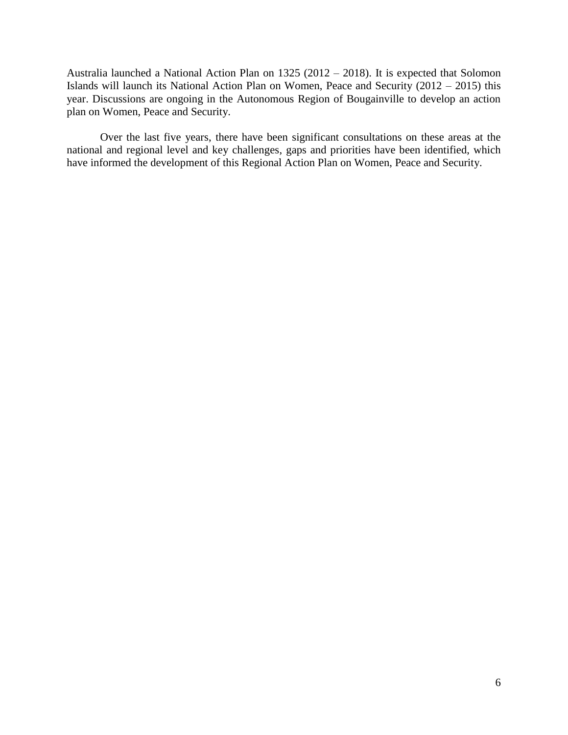Australia launched a National Action Plan on 1325 (2012 – 2018). It is expected that Solomon Islands will launch its National Action Plan on Women, Peace and Security (2012 – 2015) this year. Discussions are ongoing in the Autonomous Region of Bougainville to develop an action plan on Women, Peace and Security.

Over the last five years, there have been significant consultations on these areas at the national and regional level and key challenges, gaps and priorities have been identified, which have informed the development of this Regional Action Plan on Women, Peace and Security.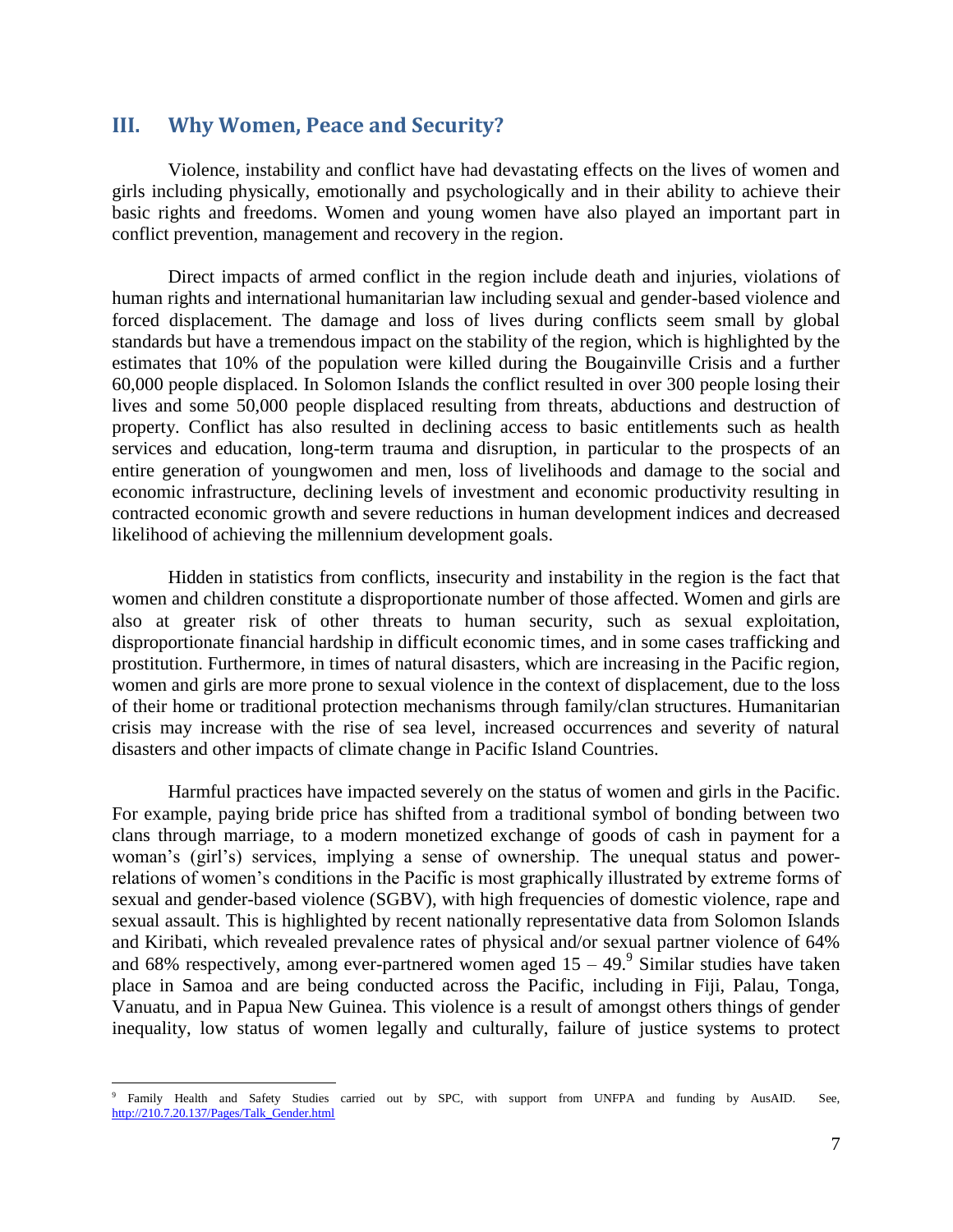## III. Why Women, Peace and Security?

Violence, instability and conflict have had devastating effects on the lives of women and girls including physically, emotionally and psychologically and in their ability to achieve their basic rights and freedoms. Women and young women have also played an important part in conflict prevention, management and recovery in the region.

Direct impacts of armed conflict in the region include death and injuries, violations of human rights and international humanitarian law including sexual and gender-based violence and forced displacement. The damage and loss of lives during conflicts seem small by global standards but have a tremendous impact on the stability of the region, which is highlighted by the estimates that 10% of the population were killed during the Bougainville Crisis and a further 60,000 people displaced. In Solomon Islands the conflict resulted in over 300 people losing their lives and some 50,000 people displaced resulting from threats, abductions and destruction of property. Conflict has also resulted in declining access to basic entitlements such as health services and education, long-term trauma and disruption, in particular to the prospects of an entire generation of youngwomen and men, loss of livelihoods and damage to the social and economic infrastructure, declining levels of investment and economic productivity resulting in contracted economic growth and severe reductions in human development indices and decreased likelihood of achieving the millennium development goals.

Hidden in statistics from conflicts, insecurity and instability in the region is the fact that women and children constitute a disproportionate number of those affected. Women and girls are also at greater risk of other threats to human security, such as sexual exploitation, disproportionate financial hardship in difficult economic times, and in some cases trafficking and prostitution. Furthermore, in times of natural disasters, which are increasing in the Pacific region, women and girls are more prone to sexual violence in the context of displacement, due to the loss of their home or traditional protection mechanisms through family/clan structures. Humanitarian crisis may increase with the rise of sea level, increased occurrences and severity of natural disasters and other impacts of climate change in Pacific Island Countries.

Harmful practices have impacted severely on the status of women and girls in the Pacific. For example, paying bride price has shifted from a traditional symbol of bonding between two clans through marriage, to a modern monetized exchange of goods of cash in payment for a woman's (girl's) services, implying a sense of ownership. The unequal status and power-relations of women's conditions in the Pacific is most graphically illustrated by extreme forms of sexual and gender-based violence (SGBV), with high frequencies of domestic violence, rape and sexual assault. This is highlighted by recent nationally representative data from Solomon Islands and Kiribati, which revealed prevalence rates of physical and/or sexual partner violence of 64% and 68% respectively, among ever-partnered women aged 15 – 49.[9] Similar studies have taken place in Samoa and are being conducted across the Pacific, including in Fiji, Palau, Tonga, Vanuatu, and in Papua New Guinea. This violence is a result of amongst others things of gender inequality, low status of women legally and culturally, failure of justice systems to protect

---

[9] Family Health and Safety Studies carried out by SPC, with support from UNFPA and funding by AusAID. See, http://210.7.20.137/Pages/Talk_Gender.html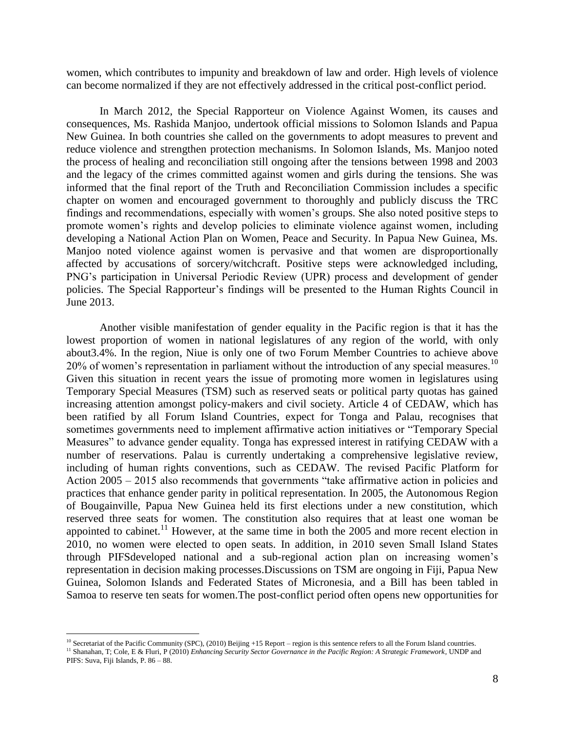women, which contributes to impunity and breakdown of law and order. High levels of violence can become normalized if they are not effectively addressed in the critical post-conflict period.

In March 2012, the Special Rapporteur on Violence Against Women, its causes and consequences, Ms. Rashida Manjoo, undertook official missions to Solomon Islands and Papua New Guinea. In both countries she called on the governments to adopt measures to prevent and reduce violence and strengthen protection mechanisms. In Solomon Islands, Ms. Manjoo noted the process of healing and reconciliation still ongoing after the tensions between 1998 and 2003 and the legacy of the crimes committed against women and girls during the tensions. She was informed that the final report of the Truth and Reconciliation Commission includes a specific chapter on women and encouraged government to thoroughly and publicly discuss the TRC findings and recommendations, especially with women's groups. She also noted positive steps to promote women's rights and develop policies to eliminate violence against women, including developing a National Action Plan on Women, Peace and Security. In Papua New Guinea, Ms. Manjoo noted violence against women is pervasive and that women are disproportionally affected by accusations of sorcery/witchcraft. Positive steps were acknowledged including, PNG's participation in Universal Periodic Review (UPR) process and development of gender policies. The Special Rapporteur's findings will be presented to the Human Rights Council in June 2013.

Another visible manifestation of gender equality in the Pacific region is that it has the lowest proportion of women in national legislatures of any region of the world, with only about3.4%. In the region, Niue is only one of two Forum Member Countries to achieve above 20% of women's representation in parliament without the introduction of any special measures.[10] Given this situation in recent years the issue of promoting more women in legislatures using Temporary Special Measures (TSM) such as reserved seats or political party quotas has gained increasing attention amongst policy-makers and civil society. Article 4 of CEDAW, which has been ratified by all Forum Island Countries, expect for Tonga and Palau, recognises that sometimes governments need to implement affirmative action initiatives or "Temporary Special Measures" to advance gender equality. Tonga has expressed interest in ratifying CEDAW with a number of reservations. Palau is currently undertaking a comprehensive legislative review, including of human rights conventions, such as CEDAW. The revised Pacific Platform for Action 2005 – 2015 also recommends that governments "take affirmative action in policies and practices that enhance gender parity in political representation. In 2005, the Autonomous Region of Bougainville, Papua New Guinea held its first elections under a new constitution, which reserved three seats for women. The constitution also requires that at least one woman be appointed to cabinet.[11] However, at the same time in both the 2005 and more recent election in 2010, no women were elected to open seats. In addition, in 2010 seven Small Island States through PIFSdeveloped national and a sub-regional action plan on increasing women's representation in decision making processes.Discussions on TSM are ongoing in Fiji, Papua New Guinea, Solomon Islands and Federated States of Micronesia, and a Bill has been tabled in Samoa to reserve ten seats for women.The post-conflict period often opens new opportunities for

---

[10] Secretariat of the Pacific Community (SPC), (2010) Beijing +15 Report – region is this sentence refers to all the Forum Island countries.

[11] Shanahan, T; Cole, E & Fluri, P (2010) *Enhancing Security Sector Governance in the Pacific Region: A Strategic Framework*, UNDP and PIFS: Suva, Fiji Islands, P. 86 – 88.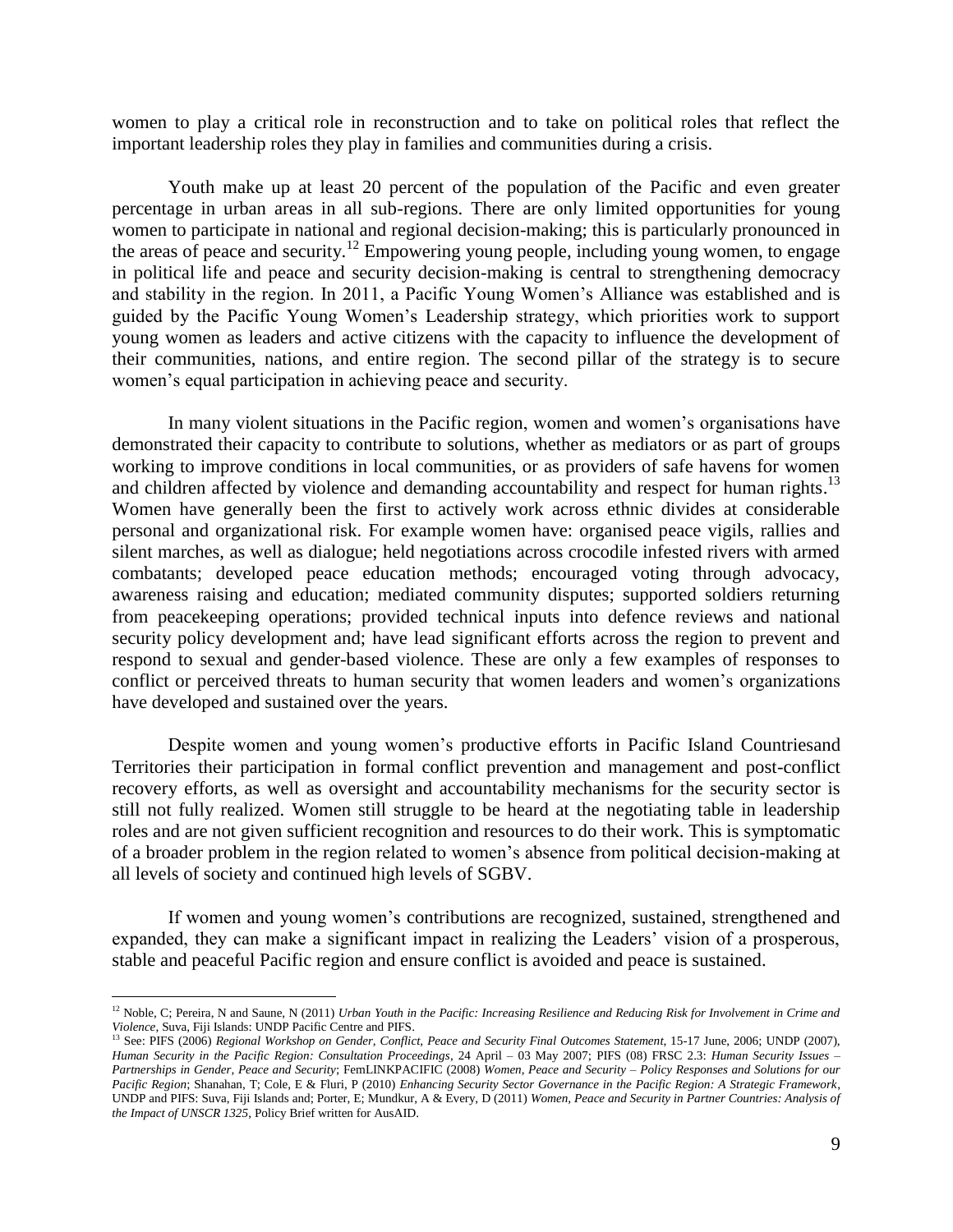women to play a critical role in reconstruction and to take on political roles that reflect the important leadership roles they play in families and communities during a crisis.

Youth make up at least 20 percent of the population of the Pacific and even greater percentage in urban areas in all sub-regions. There are only limited opportunities for young women to participate in national and regional decision-making; this is particularly pronounced in the areas of peace and security.[12] Empowering young people, including young women, to engage in political life and peace and security decision-making is central to strengthening democracy and stability in the region. In 2011, a Pacific Young Women's Alliance was established and is guided by the Pacific Young Women's Leadership strategy, which priorities work to support young women as leaders and active citizens with the capacity to influence the development of their communities, nations, and entire region. The second pillar of the strategy is to secure women's equal participation in achieving peace and security.

In many violent situations in the Pacific region, women and women's organisations have demonstrated their capacity to contribute to solutions, whether as mediators or as part of groups working to improve conditions in local communities, or as providers of safe havens for women and children affected by violence and demanding accountability and respect for human rights.[13] Women have generally been the first to actively work across ethnic divides at considerable personal and organizational risk. For example women have: organised peace vigils, rallies and silent marches, as well as dialogue; held negotiations across crocodile infested rivers with armed combatants; developed peace education methods; encouraged voting through advocacy, awareness raising and education; mediated community disputes; supported soldiers returning from peacekeeping operations; provided technical inputs into defence reviews and national security policy development and; have lead significant efforts across the region to prevent and respond to sexual and gender-based violence. These are only a few examples of responses to conflict or perceived threats to human security that women leaders and women's organizations have developed and sustained over the years.

Despite women and young women's productive efforts in Pacific Island Countriesand Territories their participation in formal conflict prevention and management and post-conflict recovery efforts, as well as oversight and accountability mechanisms for the security sector is still not fully realized. Women still struggle to be heard at the negotiating table in leadership roles and are not given sufficient recognition and resources to do their work. This is symptomatic of a broader problem in the region related to women's absence from political decision-making at all levels of society and continued high levels of SGBV.

If women and young women's contributions are recognized, sustained, strengthened and expanded, they can make a significant impact in realizing the Leaders' vision of a prosperous, stable and peaceful Pacific region and ensure conflict is avoided and peace is sustained.

---

[12] Noble, C; Pereira, N and Saune, N (2011) *Urban Youth in the Pacific: Increasing Resilience and Reducing Risk for Involvement in Crime and Violence*, Suva, Fiji Islands: UNDP Pacific Centre and PIFS.

[13] See: PIFS (2006) *Regional Workshop on Gender, Conflict, Peace and Security Final Outcomes Statement*, 15-17 June, 2006; UNDP (2007), *Human Security in the Pacific Region: Consultation Proceedings*, 24 April – 03 May 2007; PIFS (08) FRSC 2.3: *Human Security Issues – Partnerships in Gender, Peace and Security*; FemLINKPACIFIC (2008) *Women, Peace and Security – Policy Responses and Solutions for our Pacific Region*; Shanahan, T; Cole, E & Fluri, P (2010) *Enhancing Security Sector Governance in the Pacific Region: A Strategic Framework*, UNDP and PIFS: Suva, Fiji Islands and; Porter, E; Mundkur, A & Every, D (2011) *Women, Peace and Security in Partner Countries: Analysis of the Impact of UNSCR 1325*, Policy Brief written for AusAID.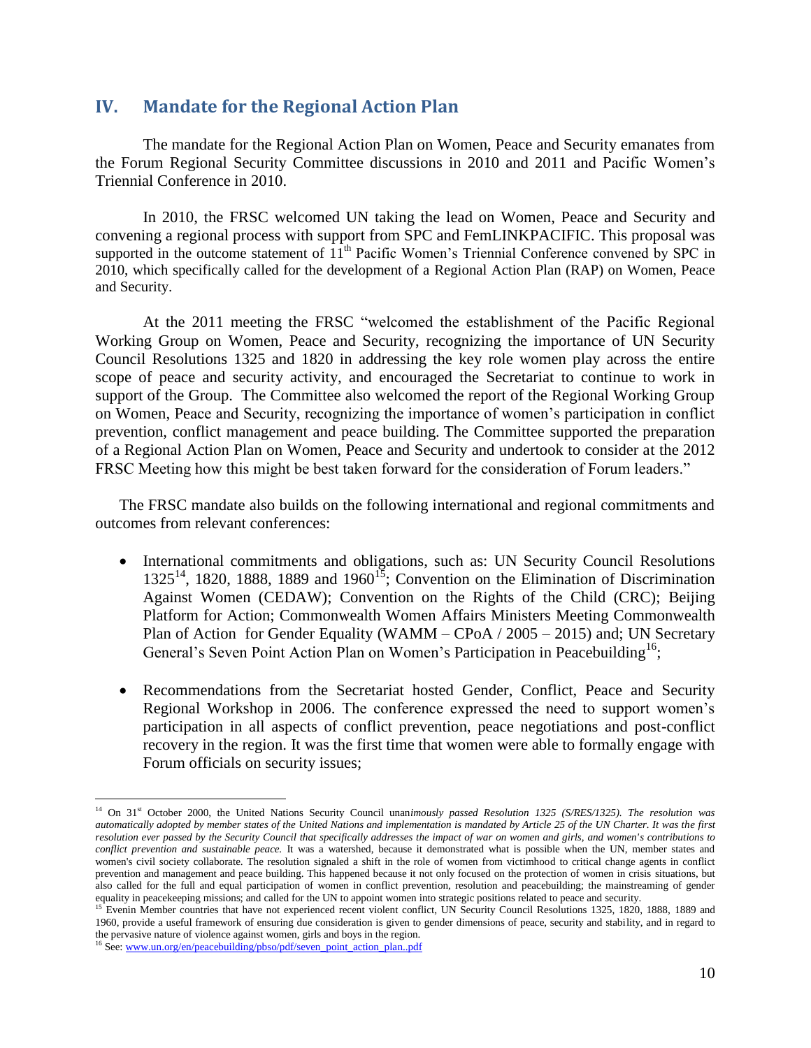## IV. Mandate for the Regional Action Plan

The mandate for the Regional Action Plan on Women, Peace and Security emanates from the Forum Regional Security Committee discussions in 2010 and 2011 and Pacific Women's Triennial Conference in 2010.

In 2010, the FRSC welcomed UN taking the lead on Women, Peace and Security and convening a regional process with support from SPC and FemLINKPACIFIC. This proposal was supported in the outcome statement of 11th Pacific Women's Triennial Conference convened by SPC in 2010, which specifically called for the development of a Regional Action Plan (RAP) on Women, Peace and Security.

At the 2011 meeting the FRSC "welcomed the establishment of the Pacific Regional Working Group on Women, Peace and Security, recognizing the importance of UN Security Council Resolutions 1325 and 1820 in addressing the key role women play across the entire scope of peace and security activity, and encouraged the Secretariat to continue to work in support of the Group. The Committee also welcomed the report of the Regional Working Group on Women, Peace and Security, recognizing the importance of women's participation in conflict prevention, conflict management and peace building. The Committee supported the preparation of a Regional Action Plan on Women, Peace and Security and undertook to consider at the 2012 FRSC Meeting how this might be best taken forward for the consideration of Forum leaders."

The FRSC mandate also builds on the following international and regional commitments and outcomes from relevant conferences:

- International commitments and obligations, such as: UN Security Council Resolutions 1325[14], 1820, 1888, 1889 and 1960[15]; Convention on the Elimination of Discrimination Against Women (CEDAW); Convention on the Rights of the Child (CRC); Beijing Platform for Action; Commonwealth Women Affairs Ministers Meeting Commonwealth Plan of Action for Gender Equality (WAMM – CPoA / 2005 – 2015) and; UN Secretary General's Seven Point Action Plan on Women's Participation in Peacebuilding[16];

- Recommendations from the Secretariat hosted Gender, Conflict, Peace and Security Regional Workshop in 2006. The conference expressed the need to support women's participation in all aspects of conflict prevention, peace negotiations and post-conflict recovery in the region. It was the first time that women were able to formally engage with Forum officials on security issues;

---

[14] On 31st October 2000, the United Nations Security Council una*nimously passed Resolution 1325 (S/RES/1325). The resolution was automatically adopted by member states of the United Nations and implementation is mandated by Article 25 of the UN Charter. It was the first resolution ever passed by the Security Council that specifically addresses the impact of war on women and girls, and women's contributions to conflict prevention and sustainable peace.* It was a watershed, because it demonstrated what is possible when the UN, member states and women's civil society collaborate. The resolution signaled a shift in the role of women from victimhood to critical change agents in conflict prevention and management and peace building. This happened because it not only focused on the protection of women in crisis situations, but also called for the full and equal participation of women in conflict prevention, resolution and peacebuilding; the mainstreaming of gender equality in peacekeeping missions; and called for the UN to appoint women into strategic positions related to peace and security.

[15] Evenin Member countries that have not experienced recent violent conflict, UN Security Council Resolutions 1325, 1820, 1888, 1889 and 1960, provide a useful framework of ensuring due consideration is given to gender dimensions of peace, security and stability, and in regard to the pervasive nature of violence against women, girls and boys in the region.

[16] See: www.un.org/en/peacebuilding/pbso/pdf/seven_point_action_plan..pdf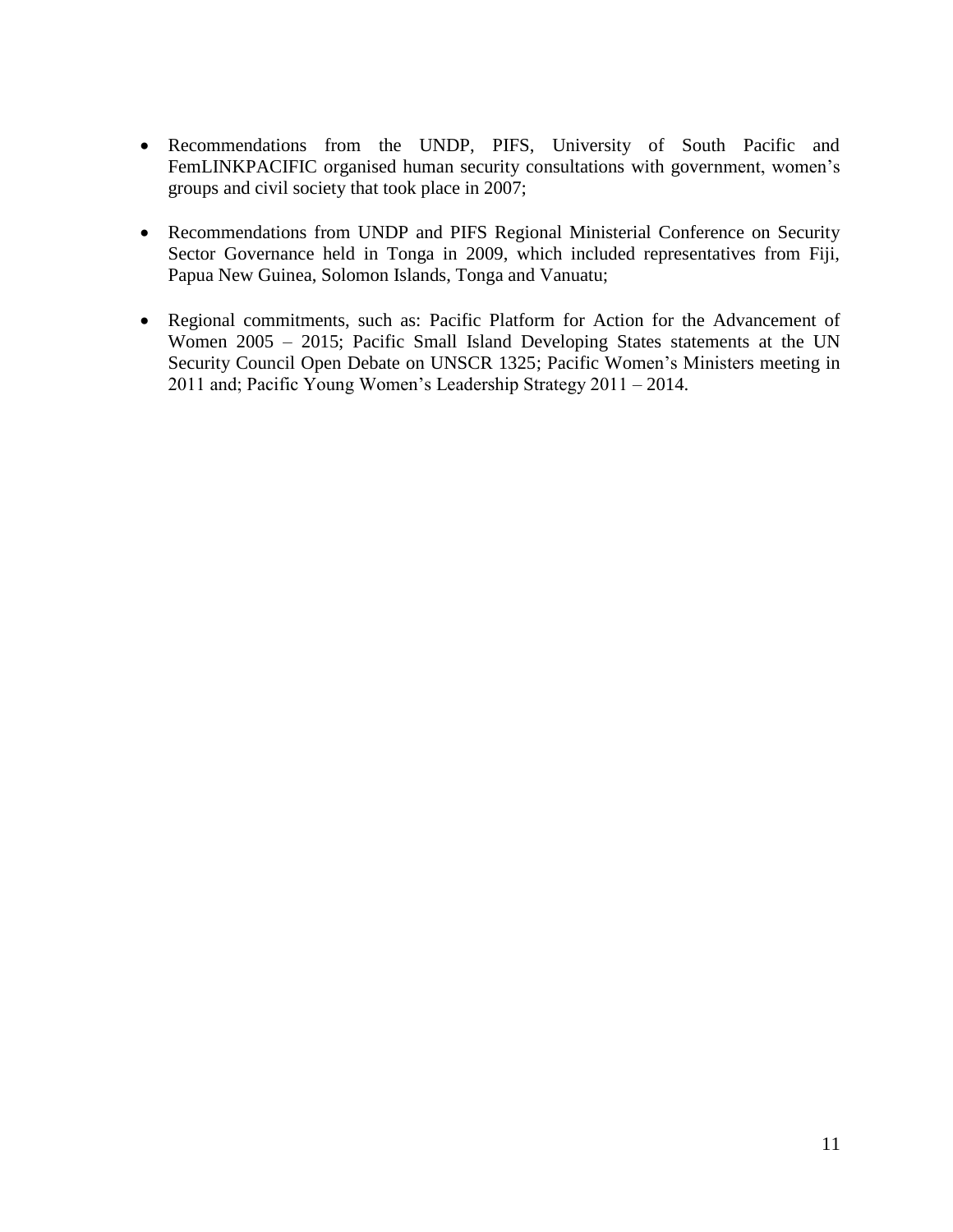- Recommendations from the UNDP, PIFS, University of South Pacific and FemLINKPACIFIC organised human security consultations with government, women's groups and civil society that took place in 2007;

- Recommendations from UNDP and PIFS Regional Ministerial Conference on Security Sector Governance held in Tonga in 2009, which included representatives from Fiji, Papua New Guinea, Solomon Islands, Tonga and Vanuatu;

- Regional commitments, such as: Pacific Platform for Action for the Advancement of Women 2005 – 2015; Pacific Small Island Developing States statements at the UN Security Council Open Debate on UNSCR 1325; Pacific Women's Ministers meeting in 2011 and; Pacific Young Women's Leadership Strategy 2011 – 2014.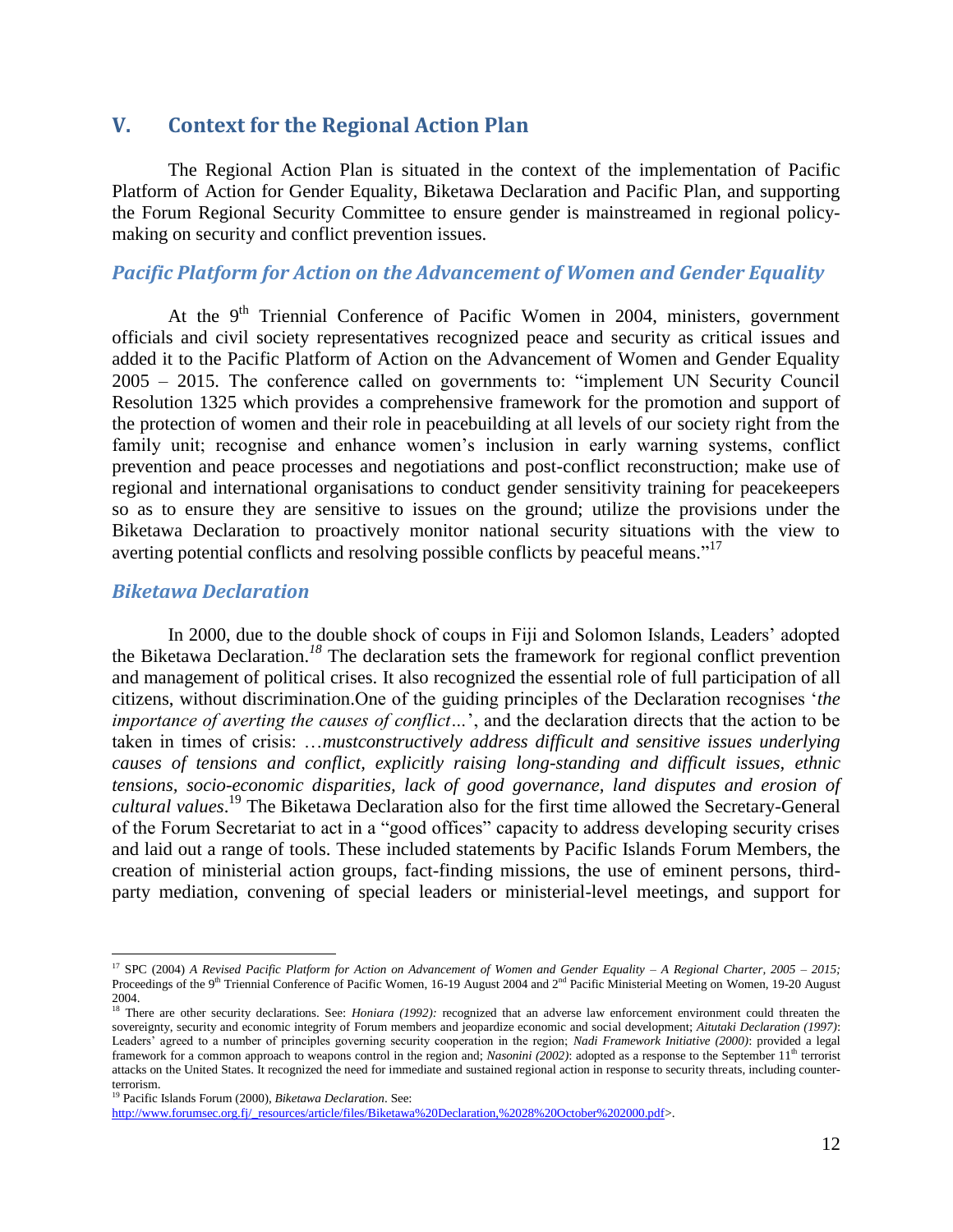## V. Context for the Regional Action Plan

The Regional Action Plan is situated in the context of the implementation of Pacific Platform of Action for Gender Equality, Biketawa Declaration and Pacific Plan, and supporting the Forum Regional Security Committee to ensure gender is mainstreamed in regional policy-making on security and conflict prevention issues.

### *Pacific Platform for Action on the Advancement of Women and Gender Equality*

At the 9th Triennial Conference of Pacific Women in 2004, ministers, government officials and civil society representatives recognized peace and security as critical issues and added it to the Pacific Platform of Action on the Advancement of Women and Gender Equality 2005 – 2015. The conference called on governments to: "implement UN Security Council Resolution 1325 which provides a comprehensive framework for the promotion and support of the protection of women and their role in peacebuilding at all levels of our society right from the family unit; recognise and enhance women's inclusion in early warning systems, conflict prevention and peace processes and negotiations and post-conflict reconstruction; make use of regional and international organisations to conduct gender sensitivity training for peacekeepers so as to ensure they are sensitive to issues on the ground; utilize the provisions under the Biketawa Declaration to proactively monitor national security situations with the view to averting potential conflicts and resolving possible conflicts by peaceful means."[17]

### *Biketawa Declaration*

In 2000, due to the double shock of coups in Fiji and Solomon Islands, Leaders' adopted the Biketawa Declaration.[18] The declaration sets the framework for regional conflict prevention and management of political crises. It also recognized the essential role of full participation of all citizens, without discrimination.One of the guiding principles of the Declaration recognises '*the importance of averting the causes of conflict…*', and the declaration directs that the action to be taken in times of crisis: …*mustconstructively address difficult and sensitive issues underlying causes of tensions and conflict, explicitly raising long-standing and difficult issues, ethnic tensions, socio-economic disparities, lack of good governance, land disputes and erosion of cultural values*.[19] The Biketawa Declaration also for the first time allowed the Secretary-General of the Forum Secretariat to act in a "good offices" capacity to address developing security crises and laid out a range of tools. These included statements by Pacific Islands Forum Members, the creation of ministerial action groups, fact-finding missions, the use of eminent persons, third-party mediation, convening of special leaders or ministerial-level meetings, and support for

---

[17] SPC (2004) *A Revised Pacific Platform for Action on Advancement of Women and Gender Equality – A Regional Charter, 2005 – 2015;* Proceedings of the 9th Triennial Conference of Pacific Women, 16-19 August 2004 and 2nd Pacific Ministerial Meeting on Women, 19-20 August 2004.

[18] There are other security declarations. See: *Honiara (1992):* recognized that an adverse law enforcement environment could threaten the sovereignty, security and economic integrity of Forum members and jeopardize economic and social development; *Aitutaki Declaration (1997)*: Leaders' agreed to a number of principles governing security cooperation in the region; *Nadi Framework Initiative (2000)*: provided a legal framework for a common approach to weapons control in the region and; *Nasonini (2002)*: adopted as a response to the September 11th terrorist attacks on the United States. It recognized the need for immediate and sustained regional action in response to security threats, including counter-terrorism.

[19] Pacific Islands Forum (2000), *Biketawa Declaration*. See: http://www.forumsec.org.fj/_resources/article/files/Biketawa%20Declaration,%2028%20October%202000.pdf>.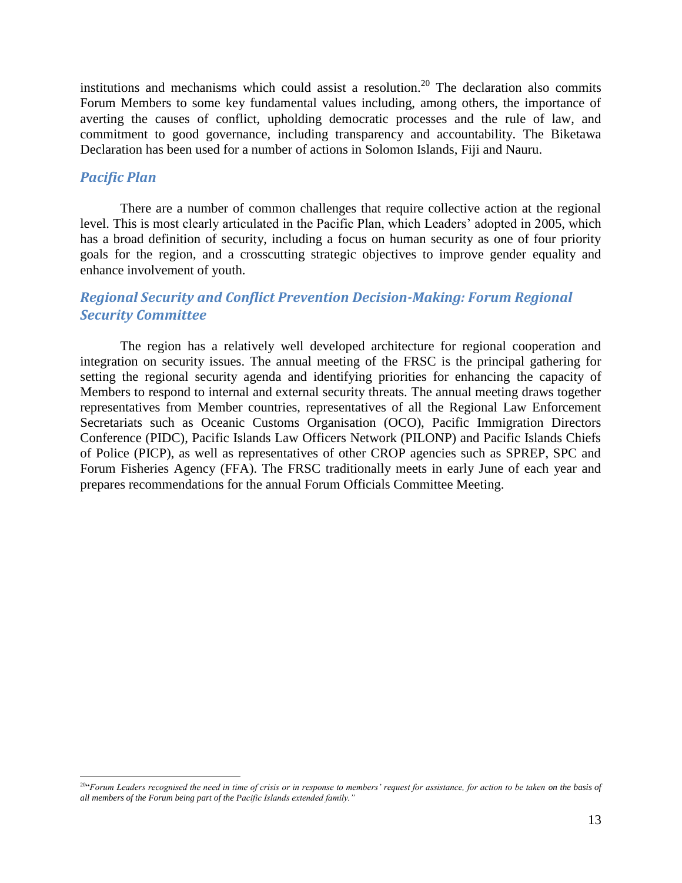institutions and mechanisms which could assist a resolution.[20] The declaration also commits Forum Members to some key fundamental values including, among others, the importance of averting the causes of conflict, upholding democratic processes and the rule of law, and commitment to good governance, including transparency and accountability. The Biketawa Declaration has been used for a number of actions in Solomon Islands, Fiji and Nauru.

### *Pacific Plan*

There are a number of common challenges that require collective action at the regional level. This is most clearly articulated in the Pacific Plan, which Leaders' adopted in 2005, which has a broad definition of security, including a focus on human security as one of four priority goals for the region, and a crosscutting strategic objectives to improve gender equality and enhance involvement of youth.

### *Regional Security and Conflict Prevention Decision-Making: Forum Regional Security Committee*

The region has a relatively well developed architecture for regional cooperation and integration on security issues. The annual meeting of the FRSC is the principal gathering for setting the regional security agenda and identifying priorities for enhancing the capacity of Members to respond to internal and external security threats. The annual meeting draws together representatives from Member countries, representatives of all the Regional Law Enforcement Secretariats such as Oceanic Customs Organisation (OCO), Pacific Immigration Directors Conference (PIDC), Pacific Islands Law Officers Network (PILONP) and Pacific Islands Chiefs of Police (PICP), as well as representatives of other CROP agencies such as SPREP, SPC and Forum Fisheries Agency (FFA). The FRSC traditionally meets in early June of each year and prepares recommendations for the annual Forum Officials Committee Meeting.

---

[20] *"Forum Leaders recognised the need in time of crisis or in response to members' request for assistance, for action to be taken on the basis of all members of the Forum being part of the Pacific Islands extended family."*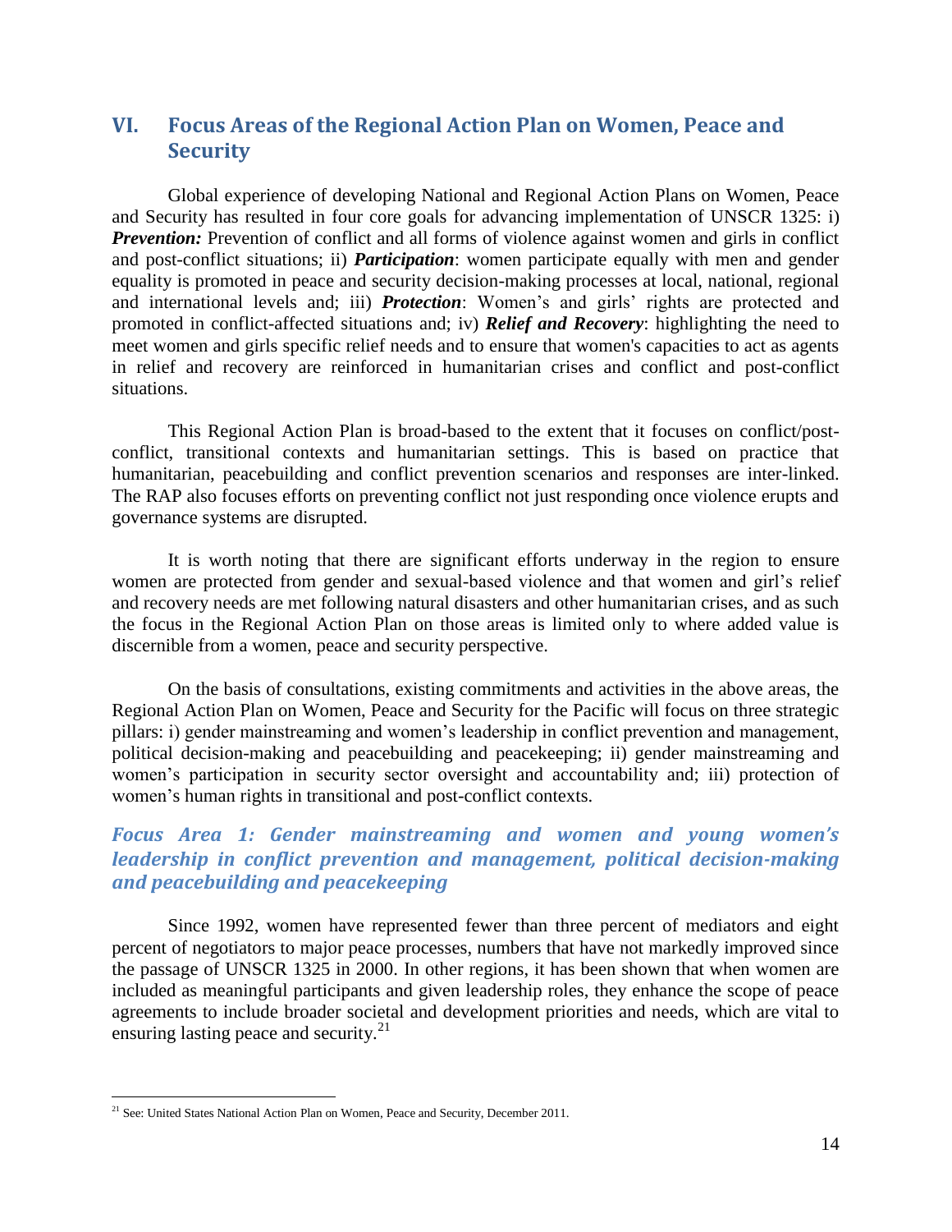## VI. Focus Areas of the Regional Action Plan on Women, Peace and Security

Global experience of developing National and Regional Action Plans on Women, Peace and Security has resulted in four core goals for advancing implementation of UNSCR 1325: i) ***Prevention:*** Prevention of conflict and all forms of violence against women and girls in conflict and post-conflict situations; ii) ***Participation***: women participate equally with men and gender equality is promoted in peace and security decision-making processes at local, national, regional and international levels and; iii) ***Protection***: Women's and girls' rights are protected and promoted in conflict-affected situations and; iv) ***Relief and Recovery***: highlighting the need to meet women and girls specific relief needs and to ensure that women's capacities to act as agents in relief and recovery are reinforced in humanitarian crises and conflict and post-conflict situations.

This Regional Action Plan is broad-based to the extent that it focuses on conflict/post-conflict, transitional contexts and humanitarian settings. This is based on practice that humanitarian, peacebuilding and conflict prevention scenarios and responses are inter-linked. The RAP also focuses efforts on preventing conflict not just responding once violence erupts and governance systems are disrupted.

It is worth noting that there are significant efforts underway in the region to ensure women are protected from gender and sexual-based violence and that women and girl's relief and recovery needs are met following natural disasters and other humanitarian crises, and as such the focus in the Regional Action Plan on those areas is limited only to where added value is discernible from a women, peace and security perspective.

On the basis of consultations, existing commitments and activities in the above areas, the Regional Action Plan on Women, Peace and Security for the Pacific will focus on three strategic pillars: i) gender mainstreaming and women's leadership in conflict prevention and management, political decision-making and peacebuilding and peacekeeping; ii) gender mainstreaming and women's participation in security sector oversight and accountability and; iii) protection of women's human rights in transitional and post-conflict contexts.

### *Focus Area 1: Gender mainstreaming and women and young women's leadership in conflict prevention and management, political decision-making and peacebuilding and peacekeeping*

Since 1992, women have represented fewer than three percent of mediators and eight percent of negotiators to major peace processes, numbers that have not markedly improved since the passage of UNSCR 1325 in 2000. In other regions, it has been shown that when women are included as meaningful participants and given leadership roles, they enhance the scope of peace agreements to include broader societal and development priorities and needs, which are vital to ensuring lasting peace and security.[21]

---

[21] See: United States National Action Plan on Women, Peace and Security, December 2011.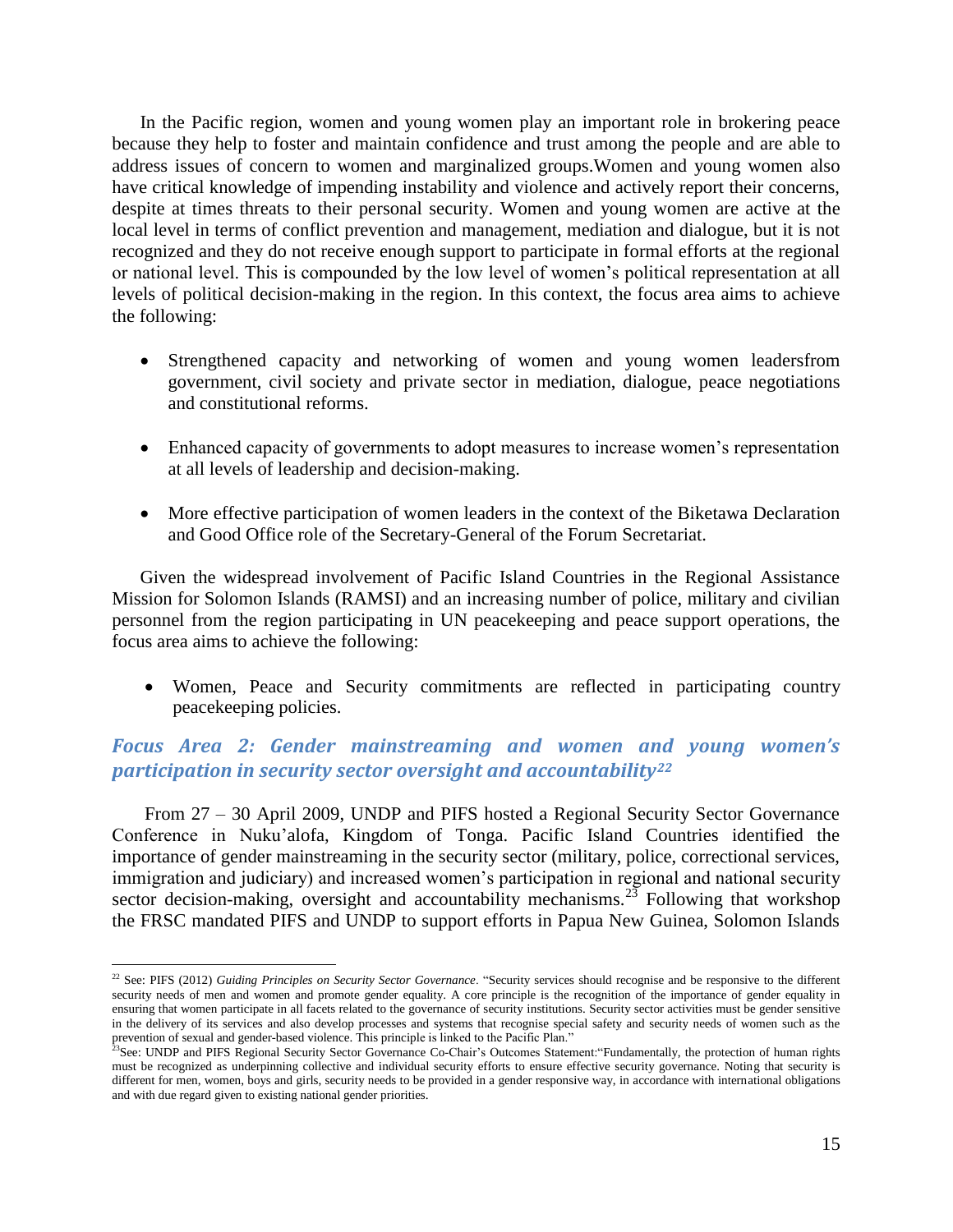In the Pacific region, women and young women play an important role in brokering peace because they help to foster and maintain confidence and trust among the people and are able to address issues of concern to women and marginalized groups.Women and young women also have critical knowledge of impending instability and violence and actively report their concerns, despite at times threats to their personal security. Women and young women are active at the local level in terms of conflict prevention and management, mediation and dialogue, but it is not recognized and they do not receive enough support to participate in formal efforts at the regional or national level. This is compounded by the low level of women's political representation at all levels of political decision-making in the region. In this context, the focus area aims to achieve the following:

- Strengthened capacity and networking of women and young women leadersfrom government, civil society and private sector in mediation, dialogue, peace negotiations and constitutional reforms.
- Enhanced capacity of governments to adopt measures to increase women's representation at all levels of leadership and decision-making.
- More effective participation of women leaders in the context of the Biketawa Declaration and Good Office role of the Secretary-General of the Forum Secretariat.

Given the widespread involvement of Pacific Island Countries in the Regional Assistance Mission for Solomon Islands (RAMSI) and an increasing number of police, military and civilian personnel from the region participating in UN peacekeeping and peace support operations, the focus area aims to achieve the following:

- Women, Peace and Security commitments are reflected in participating country peacekeeping policies.

### *Focus Area 2: Gender mainstreaming and women and young women's participation in security sector oversight and accountability*[22]

From 27 – 30 April 2009, UNDP and PIFS hosted a Regional Security Sector Governance Conference in Nuku'alofa, Kingdom of Tonga. Pacific Island Countries identified the importance of gender mainstreaming in the security sector (military, police, correctional services, immigration and judiciary) and increased women's participation in regional and national security sector decision-making, oversight and accountability mechanisms.[23] Following that workshop the FRSC mandated PIFS and UNDP to support efforts in Papua New Guinea, Solomon Islands

---

[22] See: PIFS (2012) *Guiding Principles on Security Sector Governance*. "Security services should recognise and be responsive to the different security needs of men and women and promote gender equality. A core principle is the recognition of the importance of gender equality in ensuring that women participate in all facets related to the governance of security institutions. Security sector activities must be gender sensitive in the delivery of its services and also develop processes and systems that recognise special safety and security needs of women such as the prevention of sexual and gender-based violence. This principle is linked to the Pacific Plan."

[23] See: UNDP and PIFS Regional Security Sector Governance Co-Chair's Outcomes Statement:"Fundamentally, the protection of human rights must be recognized as underpinning collective and individual security efforts to ensure effective security governance. Noting that security is different for men, women, boys and girls, security needs to be provided in a gender responsive way, in accordance with international obligations and with due regard given to existing national gender priorities.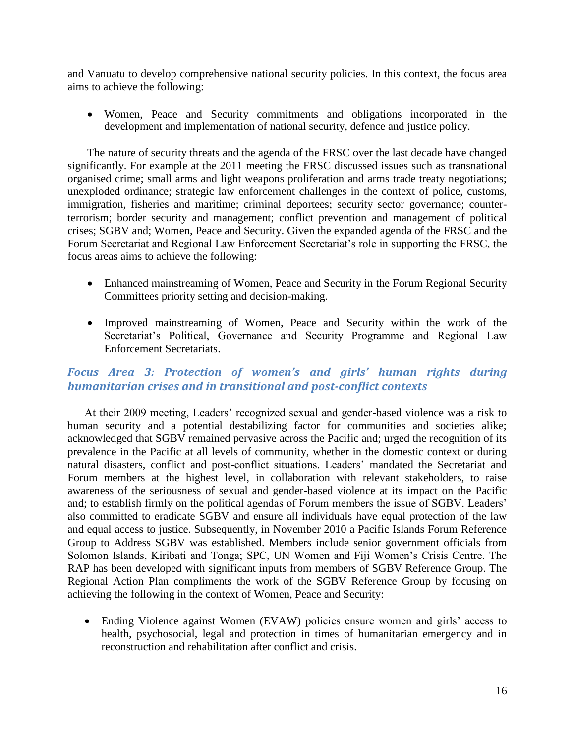and Vanuatu to develop comprehensive national security policies. In this context, the focus area aims to achieve the following:

- Women, Peace and Security commitments and obligations incorporated in the development and implementation of national security, defence and justice policy.

The nature of security threats and the agenda of the FRSC over the last decade have changed significantly. For example at the 2011 meeting the FRSC discussed issues such as transnational organised crime; small arms and light weapons proliferation and arms trade treaty negotiations; unexploded ordinance; strategic law enforcement challenges in the context of police, customs, immigration, fisheries and maritime; criminal deportees; security sector governance; counter-terrorism; border security and management; conflict prevention and management of political crises; SGBV and; Women, Peace and Security. Given the expanded agenda of the FRSC and the Forum Secretariat and Regional Law Enforcement Secretariat's role in supporting the FRSC, the focus areas aims to achieve the following:

- Enhanced mainstreaming of Women, Peace and Security in the Forum Regional Security Committees priority setting and decision-making.

- Improved mainstreaming of Women, Peace and Security within the work of the Secretariat's Political, Governance and Security Programme and Regional Law Enforcement Secretariats.

### *Focus Area 3: Protection of women's and girls' human rights during humanitarian crises and in transitional and post-conflict contexts*

At their 2009 meeting, Leaders' recognized sexual and gender-based violence was a risk to human security and a potential destabilizing factor for communities and societies alike; acknowledged that SGBV remained pervasive across the Pacific and; urged the recognition of its prevalence in the Pacific at all levels of community, whether in the domestic context or during natural disasters, conflict and post-conflict situations. Leaders' mandated the Secretariat and Forum members at the highest level, in collaboration with relevant stakeholders, to raise awareness of the seriousness of sexual and gender-based violence at its impact on the Pacific and; to establish firmly on the political agendas of Forum members the issue of SGBV. Leaders' also committed to eradicate SGBV and ensure all individuals have equal protection of the law and equal access to justice. Subsequently, in November 2010 a Pacific Islands Forum Reference Group to Address SGBV was established. Members include senior government officials from Solomon Islands, Kiribati and Tonga; SPC, UN Women and Fiji Women's Crisis Centre. The RAP has been developed with significant inputs from members of SGBV Reference Group. The Regional Action Plan compliments the work of the SGBV Reference Group by focusing on achieving the following in the context of Women, Peace and Security:

- Ending Violence against Women (EVAW) policies ensure women and girls' access to health, psychosocial, legal and protection in times of humanitarian emergency and in reconstruction and rehabilitation after conflict and crisis.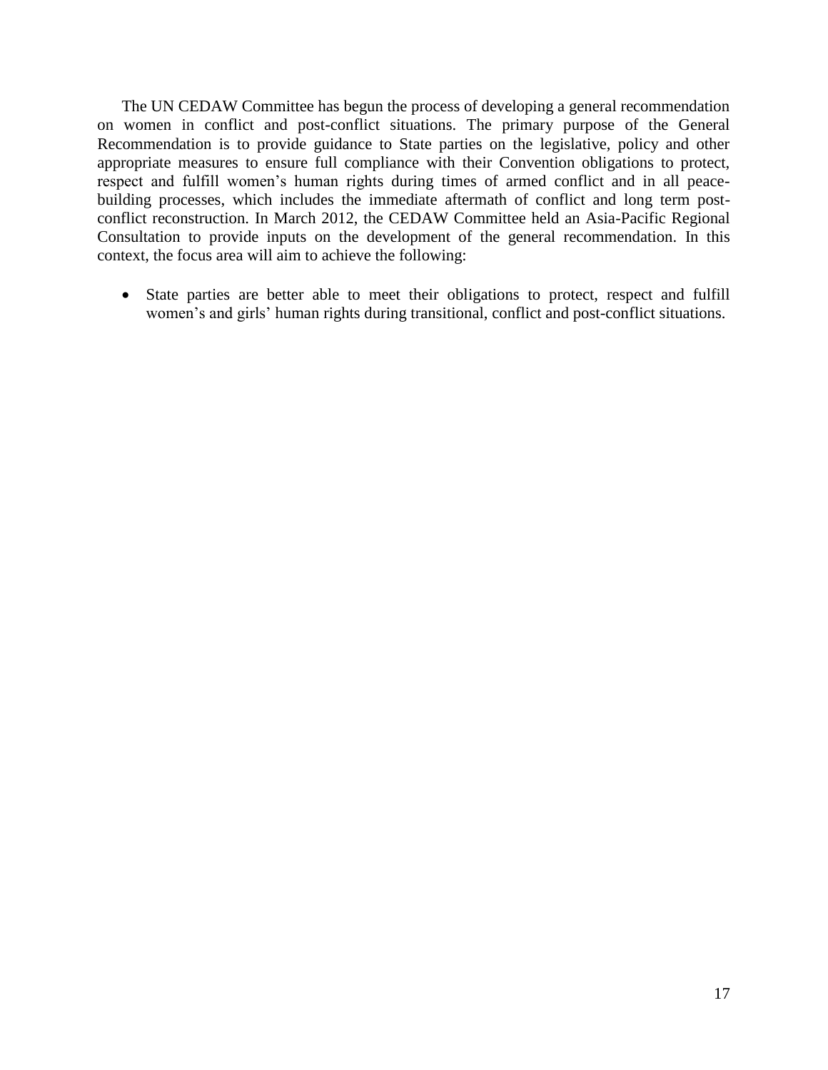The UN CEDAW Committee has begun the process of developing a general recommendation on women in conflict and post-conflict situations. The primary purpose of the General Recommendation is to provide guidance to State parties on the legislative, policy and other appropriate measures to ensure full compliance with their Convention obligations to protect, respect and fulfill women's human rights during times of armed conflict and in all peace-building processes, which includes the immediate aftermath of conflict and long term post-conflict reconstruction. In March 2012, the CEDAW Committee held an Asia-Pacific Regional Consultation to provide inputs on the development of the general recommendation. In this context, the focus area will aim to achieve the following:

- State parties are better able to meet their obligations to protect, respect and fulfill women's and girls' human rights during transitional, conflict and post-conflict situations.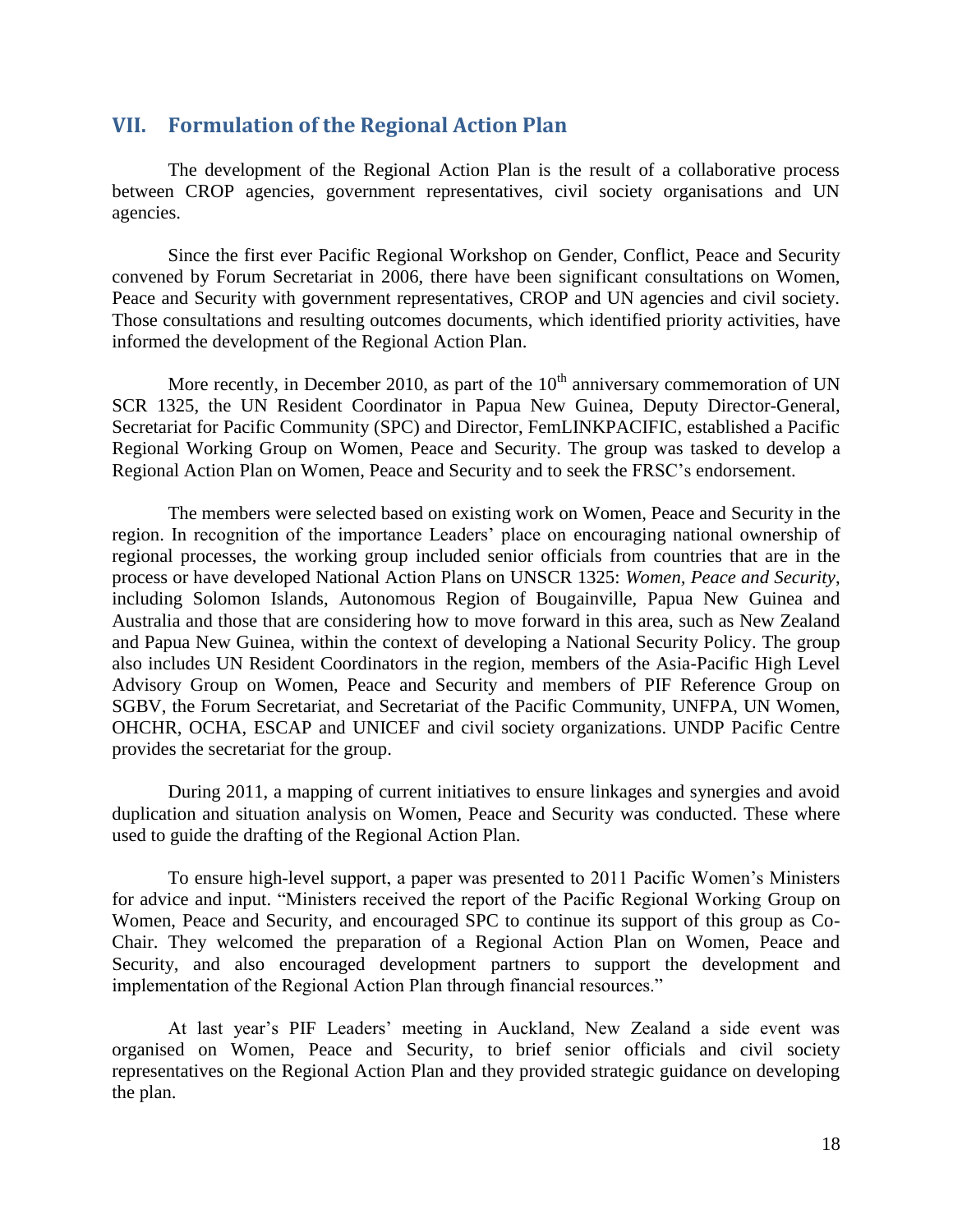## VII. Formulation of the Regional Action Plan

The development of the Regional Action Plan is the result of a collaborative process between CROP agencies, government representatives, civil society organisations and UN agencies.

Since the first ever Pacific Regional Workshop on Gender, Conflict, Peace and Security convened by Forum Secretariat in 2006, there have been significant consultations on Women, Peace and Security with government representatives, CROP and UN agencies and civil society. Those consultations and resulting outcomes documents, which identified priority activities, have informed the development of the Regional Action Plan.

More recently, in December 2010, as part of the 10th anniversary commemoration of UN SCR 1325, the UN Resident Coordinator in Papua New Guinea, Deputy Director-General, Secretariat for Pacific Community (SPC) and Director, FemLINKPACIFIC, established a Pacific Regional Working Group on Women, Peace and Security. The group was tasked to develop a Regional Action Plan on Women, Peace and Security and to seek the FRSC's endorsement.

The members were selected based on existing work on Women, Peace and Security in the region. In recognition of the importance Leaders' place on encouraging national ownership of regional processes, the working group included senior officials from countries that are in the process or have developed National Action Plans on UNSCR 1325: *Women, Peace and Security*, including Solomon Islands, Autonomous Region of Bougainville, Papua New Guinea and Australia and those that are considering how to move forward in this area, such as New Zealand and Papua New Guinea, within the context of developing a National Security Policy. The group also includes UN Resident Coordinators in the region, members of the Asia-Pacific High Level Advisory Group on Women, Peace and Security and members of PIF Reference Group on SGBV, the Forum Secretariat, and Secretariat of the Pacific Community, UNFPA, UN Women, OHCHR, OCHA, ESCAP and UNICEF and civil society organizations. UNDP Pacific Centre provides the secretariat for the group.

During 2011, a mapping of current initiatives to ensure linkages and synergies and avoid duplication and situation analysis on Women, Peace and Security was conducted. These where used to guide the drafting of the Regional Action Plan.

To ensure high-level support, a paper was presented to 2011 Pacific Women's Ministers for advice and input. "Ministers received the report of the Pacific Regional Working Group on Women, Peace and Security, and encouraged SPC to continue its support of this group as Co-Chair. They welcomed the preparation of a Regional Action Plan on Women, Peace and Security, and also encouraged development partners to support the development and implementation of the Regional Action Plan through financial resources."

At last year's PIF Leaders' meeting in Auckland, New Zealand a side event was organised on Women, Peace and Security, to brief senior officials and civil society representatives on the Regional Action Plan and they provided strategic guidance on developing the plan.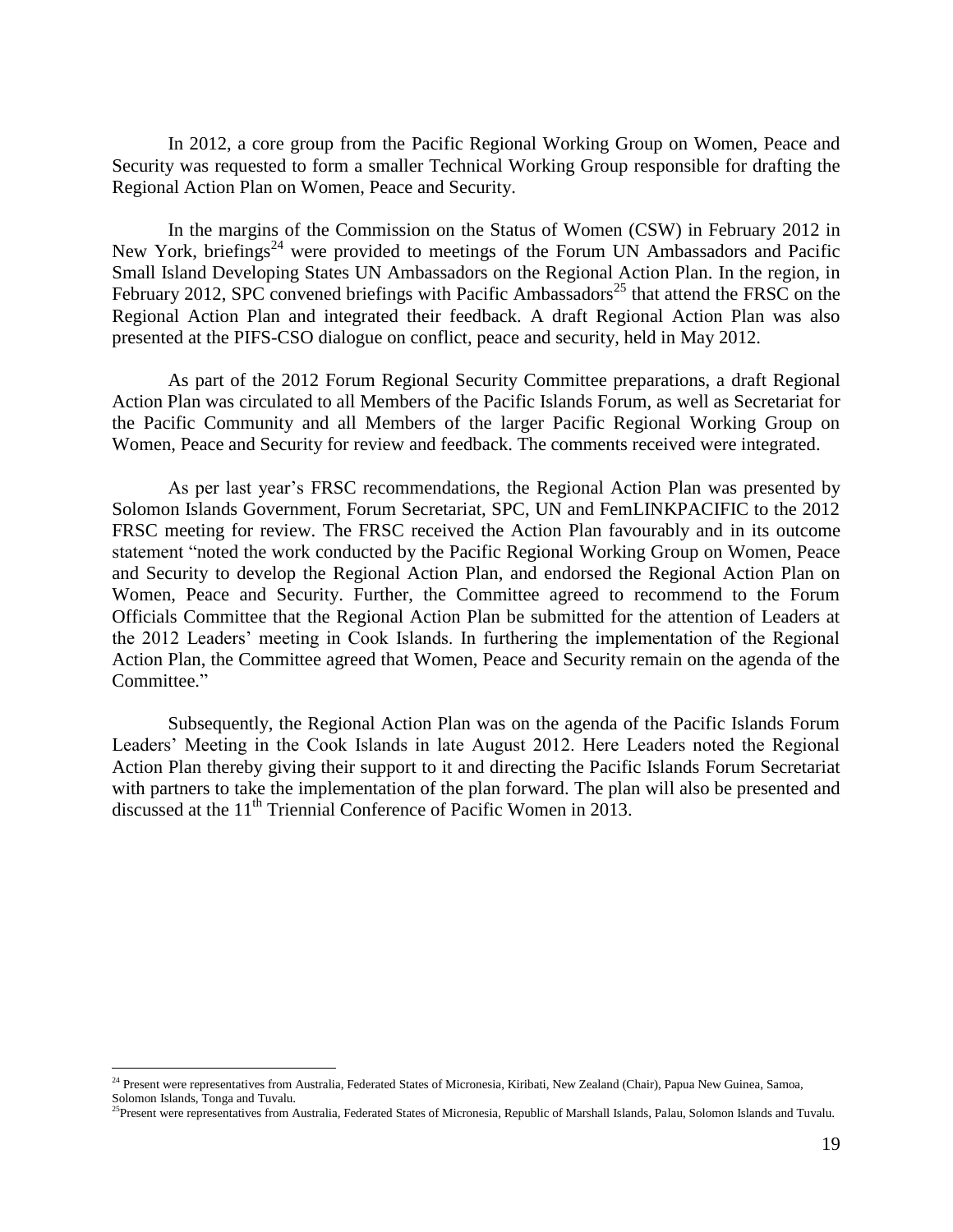In 2012, a core group from the Pacific Regional Working Group on Women, Peace and Security was requested to form a smaller Technical Working Group responsible for drafting the Regional Action Plan on Women, Peace and Security.

In the margins of the Commission on the Status of Women (CSW) in February 2012 in New York, briefings[24] were provided to meetings of the Forum UN Ambassadors and Pacific Small Island Developing States UN Ambassadors on the Regional Action Plan. In the region, in February 2012, SPC convened briefings with Pacific Ambassadors[25] that attend the FRSC on the Regional Action Plan and integrated their feedback. A draft Regional Action Plan was also presented at the PIFS-CSO dialogue on conflict, peace and security, held in May 2012.

As part of the 2012 Forum Regional Security Committee preparations, a draft Regional Action Plan was circulated to all Members of the Pacific Islands Forum, as well as Secretariat for the Pacific Community and all Members of the larger Pacific Regional Working Group on Women, Peace and Security for review and feedback. The comments received were integrated.

As per last year's FRSC recommendations, the Regional Action Plan was presented by Solomon Islands Government, Forum Secretariat, SPC, UN and FemLINKPACIFIC to the 2012 FRSC meeting for review. The FRSC received the Action Plan favourably and in its outcome statement "noted the work conducted by the Pacific Regional Working Group on Women, Peace and Security to develop the Regional Action Plan, and endorsed the Regional Action Plan on Women, Peace and Security. Further, the Committee agreed to recommend to the Forum Officials Committee that the Regional Action Plan be submitted for the attention of Leaders at the 2012 Leaders' meeting in Cook Islands. In furthering the implementation of the Regional Action Plan, the Committee agreed that Women, Peace and Security remain on the agenda of the Committee."

Subsequently, the Regional Action Plan was on the agenda of the Pacific Islands Forum Leaders' Meeting in the Cook Islands in late August 2012. Here Leaders noted the Regional Action Plan thereby giving their support to it and directing the Pacific Islands Forum Secretariat with partners to take the implementation of the plan forward. The plan will also be presented and discussed at the 11th Triennial Conference of Pacific Women in 2013.

---

[24] Present were representatives from Australia, Federated States of Micronesia, Kiribati, New Zealand (Chair), Papua New Guinea, Samoa, Solomon Islands, Tonga and Tuvalu.

[25] Present were representatives from Australia, Federated States of Micronesia, Republic of Marshall Islands, Palau, Solomon Islands and Tuvalu.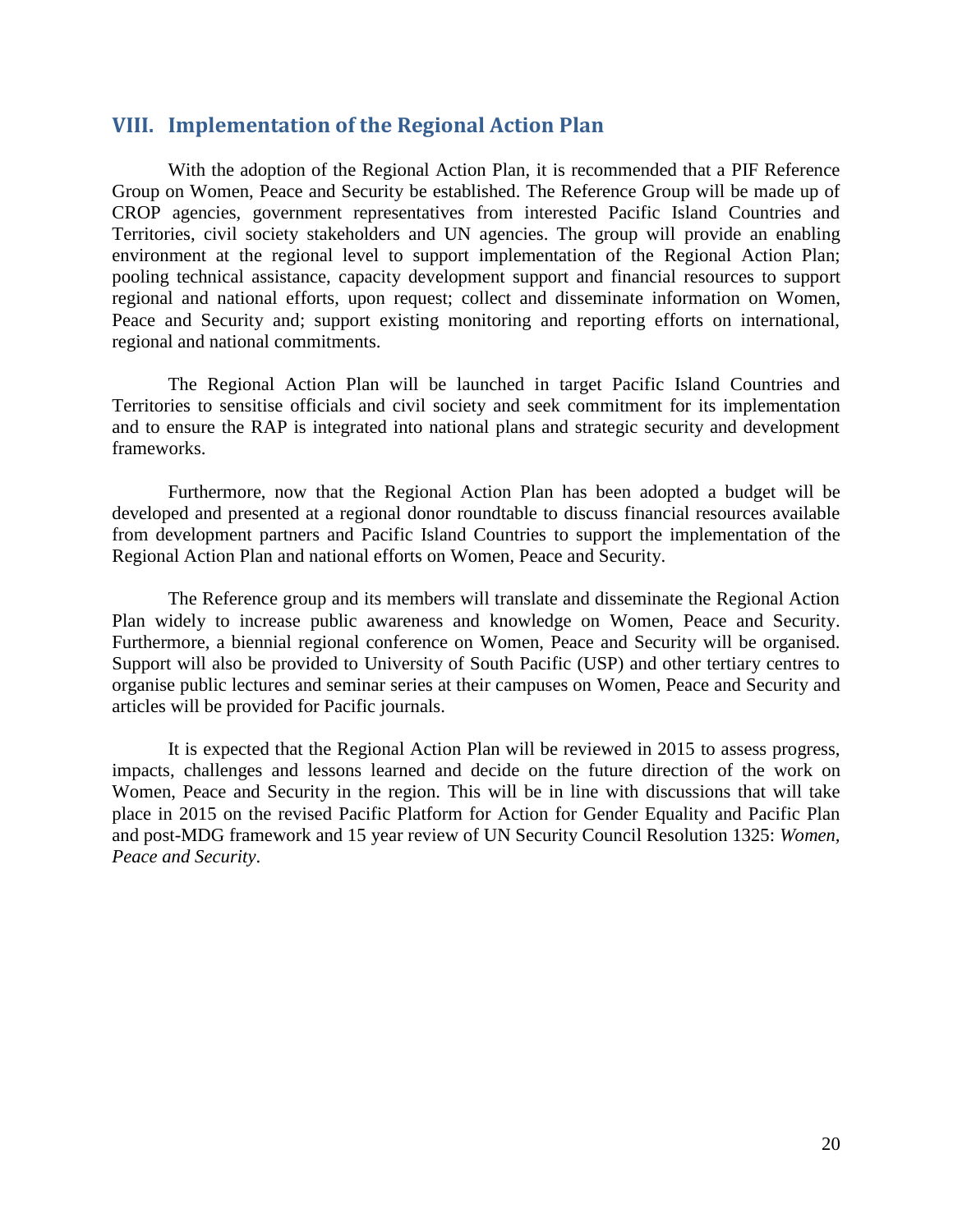## VIII. Implementation of the Regional Action Plan

With the adoption of the Regional Action Plan, it is recommended that a PIF Reference Group on Women, Peace and Security be established. The Reference Group will be made up of CROP agencies, government representatives from interested Pacific Island Countries and Territories, civil society stakeholders and UN agencies. The group will provide an enabling environment at the regional level to support implementation of the Regional Action Plan; pooling technical assistance, capacity development support and financial resources to support regional and national efforts, upon request; collect and disseminate information on Women, Peace and Security and; support existing monitoring and reporting efforts on international, regional and national commitments.

The Regional Action Plan will be launched in target Pacific Island Countries and Territories to sensitise officials and civil society and seek commitment for its implementation and to ensure the RAP is integrated into national plans and strategic security and development frameworks.

Furthermore, now that the Regional Action Plan has been adopted a budget will be developed and presented at a regional donor roundtable to discuss financial resources available from development partners and Pacific Island Countries to support the implementation of the Regional Action Plan and national efforts on Women, Peace and Security.

The Reference group and its members will translate and disseminate the Regional Action Plan widely to increase public awareness and knowledge on Women, Peace and Security. Furthermore, a biennial regional conference on Women, Peace and Security will be organised. Support will also be provided to University of South Pacific (USP) and other tertiary centres to organise public lectures and seminar series at their campuses on Women, Peace and Security and articles will be provided for Pacific journals.

It is expected that the Regional Action Plan will be reviewed in 2015 to assess progress, impacts, challenges and lessons learned and decide on the future direction of the work on Women, Peace and Security in the region. This will be in line with discussions that will take place in 2015 on the revised Pacific Platform for Action for Gender Equality and Pacific Plan and post-MDG framework and 15 year review of UN Security Council Resolution 1325: *Women, Peace and Security*.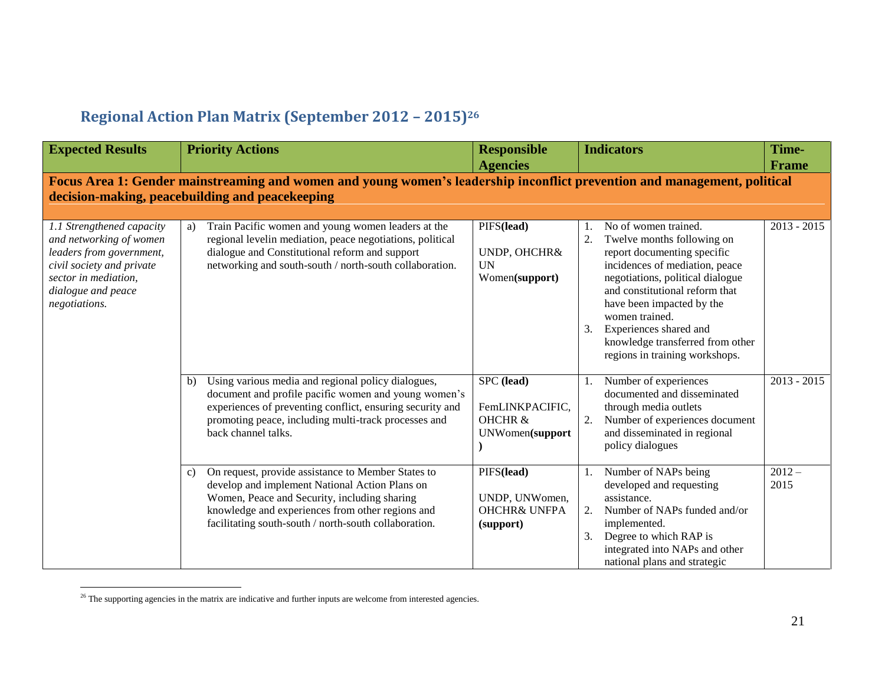## Regional Action Plan Matrix (September 2012 – 2015)[26]

| Expected Results | Priority Actions | Responsible Agencies | Indicators | Time-Frame |
|---|---|---|---|---|
| **Focus Area 1: Gender mainstreaming and women and young women's leadership inconflict prevention and management, political decision-making, peacebuilding and peacekeeping** | | | | |
| *1.1 Strengthened capacity and networking of women leaders from government, civil society and private sector in mediation, dialogue and peace negotiations.* | a) Train Pacific women and young women leaders at the regional levelin mediation, peace negotiations, political dialogue and Constitutional reform and support networking and south-south / north-south collaboration. | PIFS**(lead)**<br><br>UNDP, OHCHR& UN Women**(support)** | 1. No of women trained.<br>2. Twelve months following on report documenting specific incidences of mediation, peace negotiations, political dialogue and constitutional reform that have been impacted by the women trained.<br>3. Experiences shared and knowledge transferred from other regions in training workshops. | 2013 - 2015 |
| | b) Using various media and regional policy dialogues, document and profile pacific women and young women's experiences of preventing conflict, ensuring security and promoting peace, including multi-track processes and back channel talks. | SPC **(lead)**<br><br>FemLINKPACIFIC, OHCHR & UNWomen**(support)** | 1. Number of experiences documented and disseminated through media outlets<br>2. Number of experiences document and disseminated in regional policy dialogues | 2013 - 2015 |
| | c) On request, provide assistance to Member States to develop and implement National Action Plans on Women, Peace and Security, including sharing knowledge and experiences from other regions and facilitating south-south / north-south collaboration. | PIFS**(lead)**<br><br>UNDP, UNWomen, OHCHR& UNFPA **(support)** | 1. Number of NAPs being developed and requesting assistance.<br>2. Number of NAPs funded and/or implemented.<br>3. Degree to which RAP is integrated into NAPs and other national plans and strategic | 2012 – 2015 |

[26] The supporting agencies in the matrix are indicative and further inputs are welcome from interested agencies.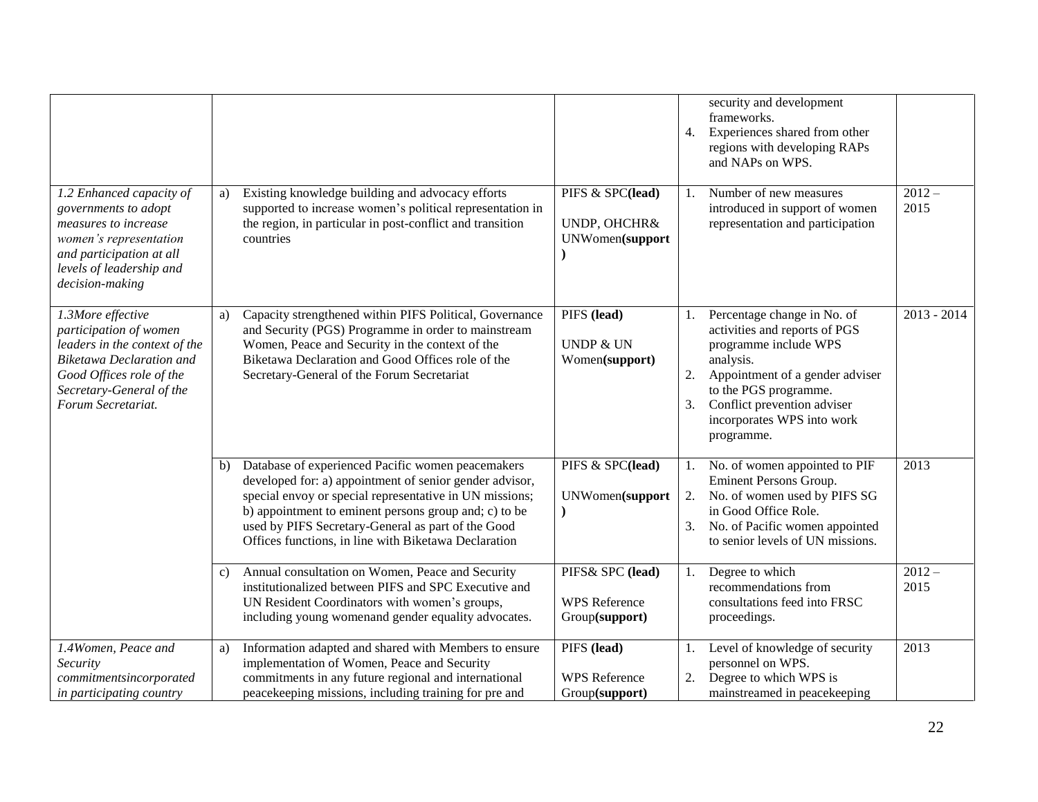| | | | | |
|---|---|---|---|---|
| | | | security and development frameworks.<br>4. Experiences shared from other regions with developing RAPs and NAPs on WPS. | |
| *1.2 Enhanced capacity of governments to adopt measures to increase women's representation and participation at all levels of leadership and decision-making* | a) Existing knowledge building and advocacy efforts supported to increase women's political representation in the region, in particular in post-conflict and transition countries | PIFS & SPC**(lead)**<br><br>UNDP, OHCHR& UNWomen**(support)** | 1. Number of new measures introduced in support of women representation and participation | 2012 – 2015 |
| *1.3More effective participation of women leaders in the context of the Biketawa Declaration and Good Offices role of the Secretary-General of the Forum Secretariat.* | a) Capacity strengthened within PIFS Political, Governance and Security (PGS) Programme in order to mainstream Women, Peace and Security in the context of the Biketawa Declaration and Good Offices role of the Secretary-General of the Forum Secretariat | PIFS **(lead)**<br><br>UNDP & UN Women**(support)** | 1. Percentage change in No. of activities and reports of PGS programme include WPS analysis.<br>2. Appointment of a gender adviser to the PGS programme.<br>3. Conflict prevention adviser incorporates WPS into work programme. | 2013 - 2014 |
| | b) Database of experienced Pacific women peacemakers developed for: a) appointment of senior gender advisor, special envoy or special representative in UN missions; b) appointment to eminent persons group and; c) to be used by PIFS Secretary-General as part of the Good Offices functions, in line with Biketawa Declaration | PIFS & SPC**(lead)**<br><br>UNWomen**(support)** | 1. No. of women appointed to PIF Eminent Persons Group.<br>2. No. of women used by PIFS SG in Good Office Role.<br>3. No. of Pacific women appointed to senior levels of UN missions. | 2013 |
| | c) Annual consultation on Women, Peace and Security institutionalized between PIFS and SPC Executive and UN Resident Coordinators with women's groups, including young womenand gender equality advocates. | PIFS& SPC **(lead)**<br><br>WPS Reference Group**(support)** | 1. Degree to which recommendations from consultations feed into FRSC proceedings. | 2012 – 2015 |
| *1.4Women, Peace and Security commitmentsincorporated in participating country* | a) Information adapted and shared with Members to ensure implementation of Women, Peace and Security commitments in any future regional and international peacekeeping missions, including training for pre and | PIFS **(lead)**<br><br>WPS Reference Group**(support)** | 1. Level of knowledge of security personnel on WPS.<br>2. Degree to which WPS is mainstreamed in peacekeeping | 2013 |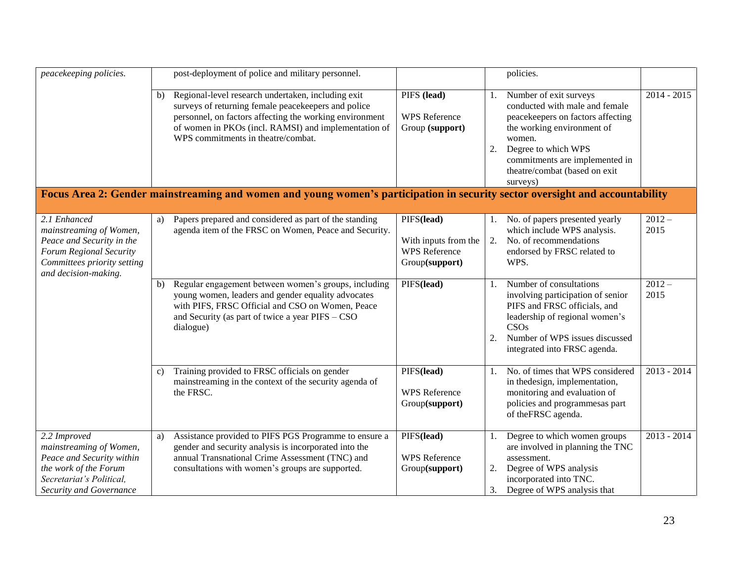| | | | | |
|---|---|---|---|---|
| *peacekeeping policies.* | post-deployment of police and military personnel. | | policies. | |
| | b) Regional-level research undertaken, including exit surveys of returning female peacekeepers and police personnel, on factors affecting the working environment of women in PKOs (incl. RAMSI) and implementation of WPS commitments in theatre/combat. | PIFS **(lead)**<br><br>WPS Reference Group **(support)** | 1. Number of exit surveys conducted with male and female peacekeepers on factors affecting the working environment of women.<br>2. Degree to which WPS commitments are implemented in theatre/combat (based on exit surveys) | 2014 - 2015 |
| **Focus Area 2: Gender mainstreaming and women and young women's participation in security sector oversight and accountability** | | | | |
| *2.1 Enhanced mainstreaming of Women, Peace and Security in the Forum Regional Security Committees priority setting and decision-making.* | a) Papers prepared and considered as part of the standing agenda item of the FRSC on Women, Peace and Security. | PIFS**(lead)**<br><br>With inputs from the WPS Reference Group**(support)** | 1. No. of papers presented yearly which include WPS analysis.<br>2. No. of recommendations endorsed by FRSC related to WPS. | 2012 – 2015 |
| | b) Regular engagement between women's groups, including young women, leaders and gender equality advocates with PIFS, FRSC Official and CSO on Women, Peace and Security (as part of twice a year PIFS – CSO dialogue) | PIFS**(lead)** | 1. Number of consultations involving participation of senior PIFS and FRSC officials, and leadership of regional women's CSOs<br>2. Number of WPS issues discussed integrated into FRSC agenda. | 2012 – 2015 |
| | c) Training provided to FRSC officials on gender mainstreaming in the context of the security agenda of the FRSC. | PIFS**(lead)**<br><br>WPS Reference Group**(support)** | 1. No. of times that WPS considered in thedesign, implementation, monitoring and evaluation of policies and programmesas part of theFRSC agenda. | 2013 - 2014 |
| *2.2 Improved mainstreaming of Women, Peace and Security within the work of the Forum Secretariat's Political, Security and Governance* | a) Assistance provided to PIFS PGS Programme to ensure a gender and security analysis is incorporated into the annual Transnational Crime Assessment (TNC) and consultations with women's groups are supported. | PIFS**(lead)**<br><br>WPS Reference Group**(support)** | 1. Degree to which women groups are involved in planning the TNC assessment.<br>2. Degree of WPS analysis incorporated into TNC.<br>3. Degree of WPS analysis that | 2013 - 2014 |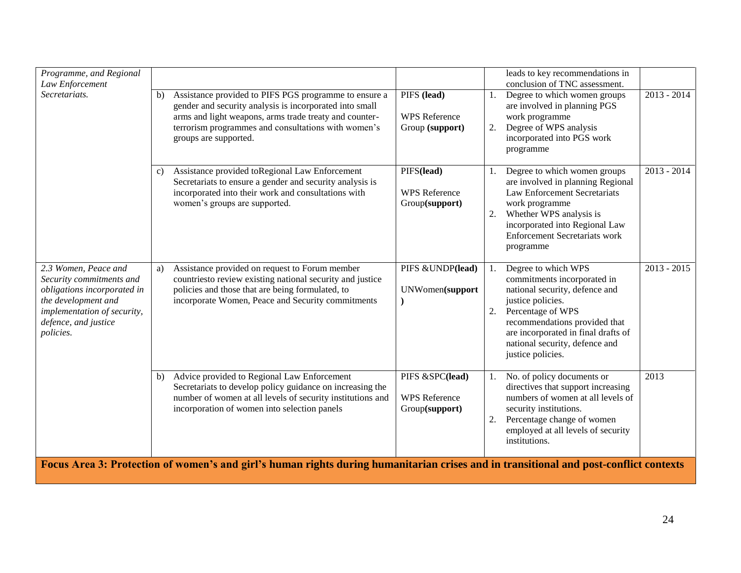| | | | | |
|---|---|---|---|---|
| *Programme, and Regional Law Enforcement Secretariats.* | | | leads to key recommendations in conclusion of TNC assessment. | |
| | b) Assistance provided to PIFS PGS programme to ensure a gender and security analysis is incorporated into small arms and light weapons, arms trade treaty and counter-terrorism programmes and consultations with women's groups are supported. | PIFS **(lead)**<br><br>WPS Reference Group **(support)** | 1. Degree to which women groups are involved in planning PGS work programme<br>2. Degree of WPS analysis incorporated into PGS work programme | 2013 - 2014 |
| | c) Assistance provided toRegional Law Enforcement Secretariats to ensure a gender and security analysis is incorporated into their work and consultations with women's groups are supported. | PIFS**(lead)**<br><br>WPS Reference Group**(support)** | 1. Degree to which women groups are involved in planning Regional Law Enforcement Secretariats work programme<br>2. Whether WPS analysis is incorporated into Regional Law Enforcement Secretariats work programme | 2013 - 2014 |
| *2.3 Women, Peace and Security commitments and obligations incorporated in the development and implementation of security, defence, and justice policies.* | a) Assistance provided on request to Forum member countriesto review existing national security and justice policies and those that are being formulated, to incorporate Women, Peace and Security commitments | PIFS &UNDP**(lead)**<br><br>UNWomen**(support)** | 1. Degree to which WPS commitments incorporated in national security, defence and justice policies.<br>2. Percentage of WPS recommendations provided that are incorporated in final drafts of national security, defence and justice policies. | 2013 - 2015 |
| | b) Advice provided to Regional Law Enforcement Secretariats to develop policy guidance on increasing the number of women at all levels of security institutions and incorporation of women into selection panels | PIFS &SPC**(lead)**<br><br>WPS Reference Group**(support)** | 1. No. of policy documents or directives that support increasing numbers of women at all levels of security institutions.<br>2. Percentage change of women employed at all levels of security institutions. | 2013 |
| **Focus Area 3: Protection of women's and girl's human rights during humanitarian crises and in transitional and post-conflict contexts** | | | | |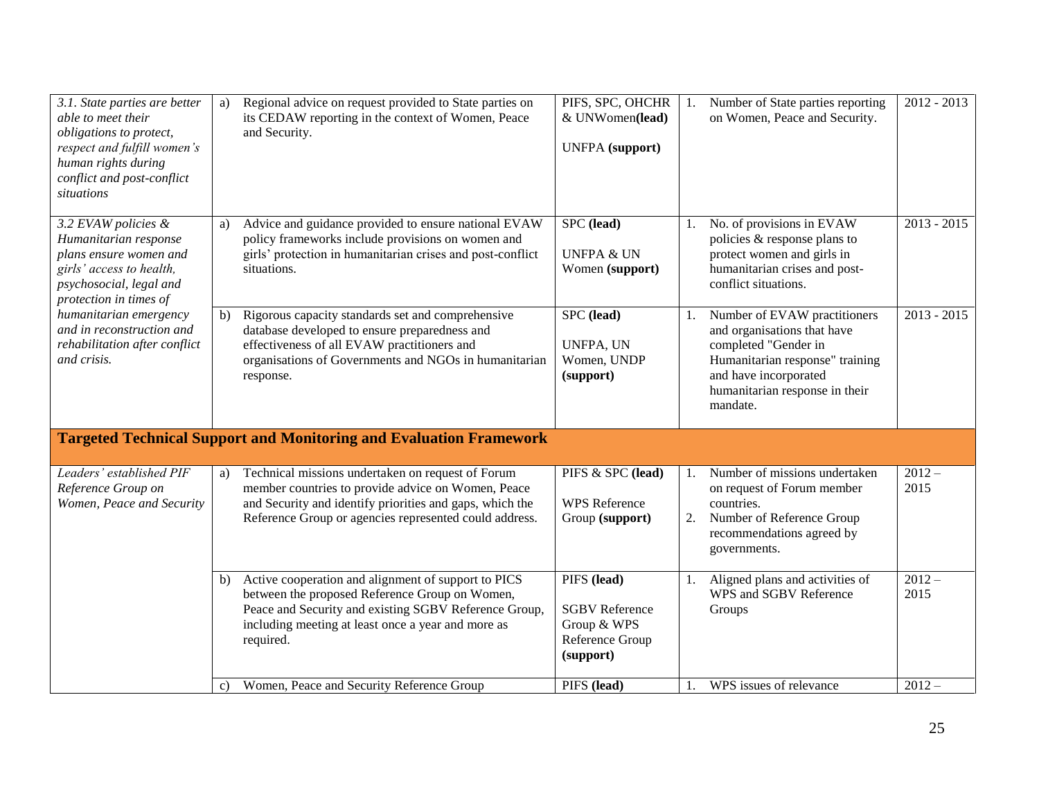| | | | | |
|---|---|---|---|---|
| *3.1. State parties are better able to meet their obligations to protect, respect and fulfill women's human rights during conflict and post-conflict situations* | a) Regional advice on request provided to State parties on its CEDAW reporting in the context of Women, Peace and Security. | PIFS, SPC, OHCHR & UNWomen **(lead)**<br><br>UNFPA **(support)** | 1. Number of State parties reporting on Women, Peace and Security. | 2012 - 2013 |
| *3.2 EVAW policies & Humanitarian response plans ensure women and girls' access to health, psychosocial, legal and protection in times of humanitarian emergency and in reconstruction and rehabilitation after conflict and crisis.* | a) Advice and guidance provided to ensure national EVAW policy frameworks include provisions on women and girls' protection in humanitarian crises and post-conflict situations. | SPC **(lead)**<br><br>UNFPA & UN Women **(support)** | 1. No. of provisions in EVAW policies & response plans to protect women and girls in humanitarian crises and post-conflict situations. | 2013 - 2015 |
| | b) Rigorous capacity standards set and comprehensive database developed to ensure preparedness and effectiveness of all EVAW practitioners and organisations of Governments and NGOs in humanitarian response. | SPC **(lead)**<br><br>UNFPA, UN Women, UNDP **(support)** | 1. Number of EVAW practitioners and organisations that have completed "Gender in Humanitarian response" training and have incorporated humanitarian response in their mandate. | 2013 - 2015 |
| **Targeted Technical Support and Monitoring and Evaluation Framework** | | | | |
| *Leaders' established PIF Reference Group on Women, Peace and Security* | a) Technical missions undertaken on request of Forum member countries to provide advice on Women, Peace and Security and identify priorities and gaps, which the Reference Group or agencies represented could address. | PIFS & SPC **(lead)**<br><br>WPS Reference Group **(support)** | 1. Number of missions undertaken on request of Forum member countries.<br>2. Number of Reference Group recommendations agreed by governments. | 2012 – 2015 |
| | b) Active cooperation and alignment of support to PICS between the proposed Reference Group on Women, Peace and Security and existing SGBV Reference Group, including meeting at least once a year and more as required. | PIFS **(lead)**<br><br>SGBV Reference Group & WPS Reference Group **(support)** | 1. Aligned plans and activities of WPS and SGBV Reference Groups | 2012 – 2015 |
| | c) Women, Peace and Security Reference Group | PIFS **(lead)** | 1. WPS issues of relevance | 2012 – |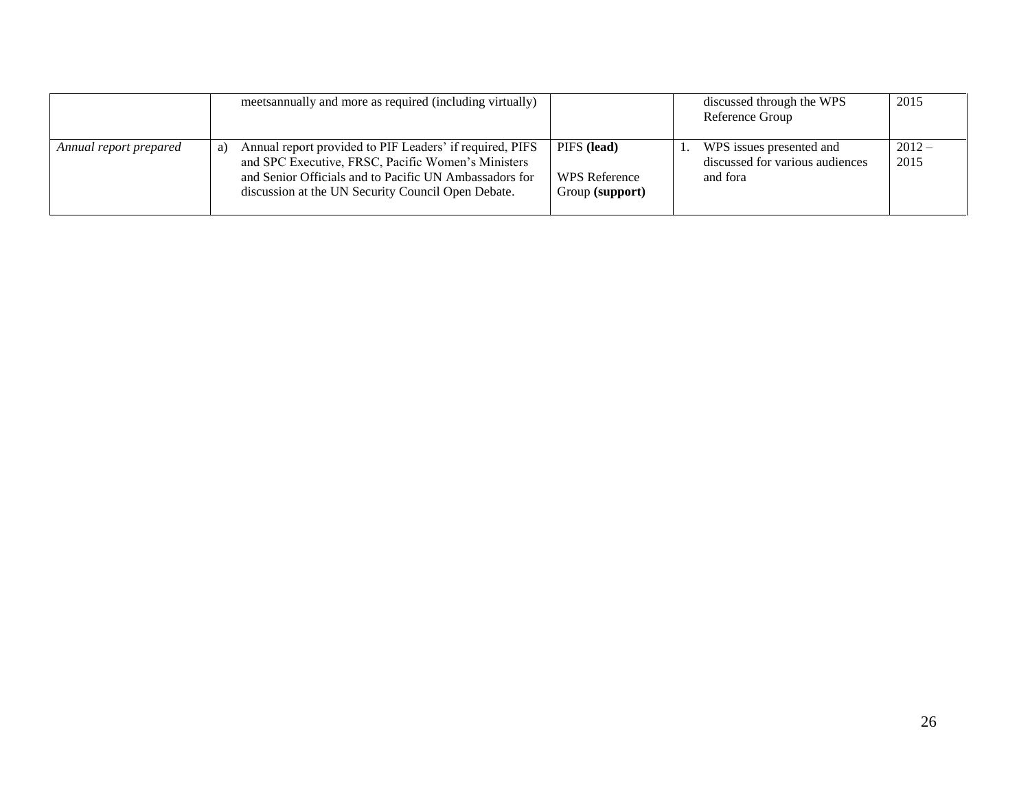| | | | | |
|---|---|---|---|---|
| | meetsannually and more as required (including virtually) | | discussed through the WPS Reference Group | 2015 |
| *Annual report prepared* | a) Annual report provided to PIF Leaders' if required, PIFS and SPC Executive, FRSC, Pacific Women's Ministers and Senior Officials and to Pacific UN Ambassadors for discussion at the UN Security Council Open Debate. | PIFS **(lead)**<br><br>WPS Reference Group **(support)** | 1. WPS issues presented and discussed for various audiences and fora | 2012 – 2015 |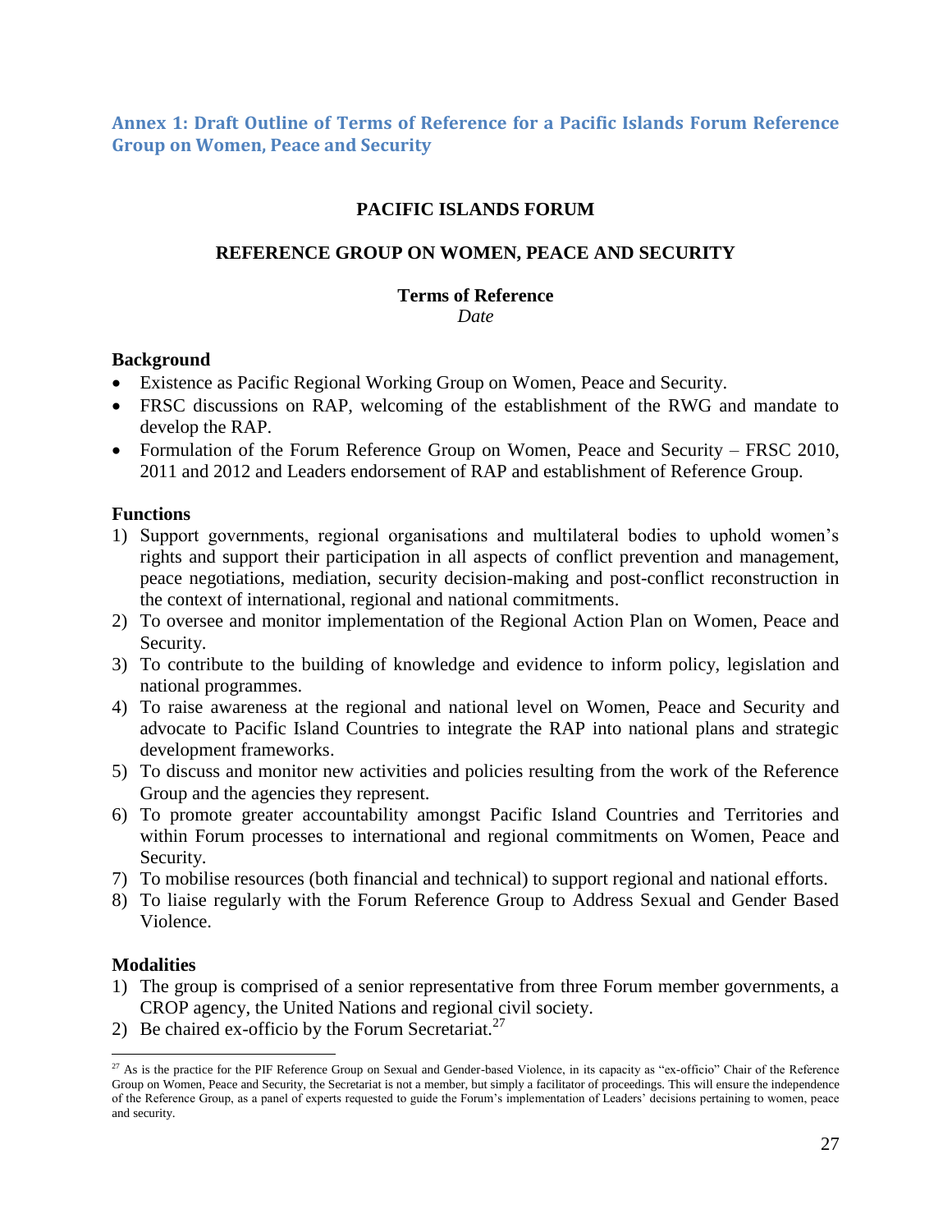## Annex 1: Draft Outline of Terms of Reference for a Pacific Islands Forum Reference Group on Women, Peace and Security

**PACIFIC ISLANDS FORUM**

**REFERENCE GROUP ON WOMEN, PEACE AND SECURITY**

**Terms of Reference**

*Date*

**Background**

- Existence as Pacific Regional Working Group on Women, Peace and Security.
- FRSC discussions on RAP, welcoming of the establishment of the RWG and mandate to develop the RAP.
- Formulation of the Forum Reference Group on Women, Peace and Security – FRSC 2010, 2011 and 2012 and Leaders endorsement of RAP and establishment of Reference Group.

**Functions**

1) Support governments, regional organisations and multilateral bodies to uphold women's rights and support their participation in all aspects of conflict prevention and management, peace negotiations, mediation, security decision-making and post-conflict reconstruction in the context of international, regional and national commitments.
2) To oversee and monitor implementation of the Regional Action Plan on Women, Peace and Security.
3) To contribute to the building of knowledge and evidence to inform policy, legislation and national programmes.
4) To raise awareness at the regional and national level on Women, Peace and Security and advocate to Pacific Island Countries to integrate the RAP into national plans and strategic development frameworks.
5) To discuss and monitor new activities and policies resulting from the work of the Reference Group and the agencies they represent.
6) To promote greater accountability amongst Pacific Island Countries and Territories and within Forum processes to international and regional commitments on Women, Peace and Security.
7) To mobilise resources (both financial and technical) to support regional and national efforts.
8) To liaise regularly with the Forum Reference Group to Address Sexual and Gender Based Violence.

**Modalities**

1) The group is comprised of a senior representative from three Forum member governments, a CROP agency, the United Nations and regional civil society.
2) Be chaired ex-officio by the Forum Secretariat.[27]

[27] As is the practice for the PIF Reference Group on Sexual and Gender-based Violence, in its capacity as "ex-officio" Chair of the Reference Group on Women, Peace and Security, the Secretariat is not a member, but simply a facilitator of proceedings. This will ensure the independence of the Reference Group, as a panel of experts requested to guide the Forum's implementation of Leaders' decisions pertaining to women, peace and security.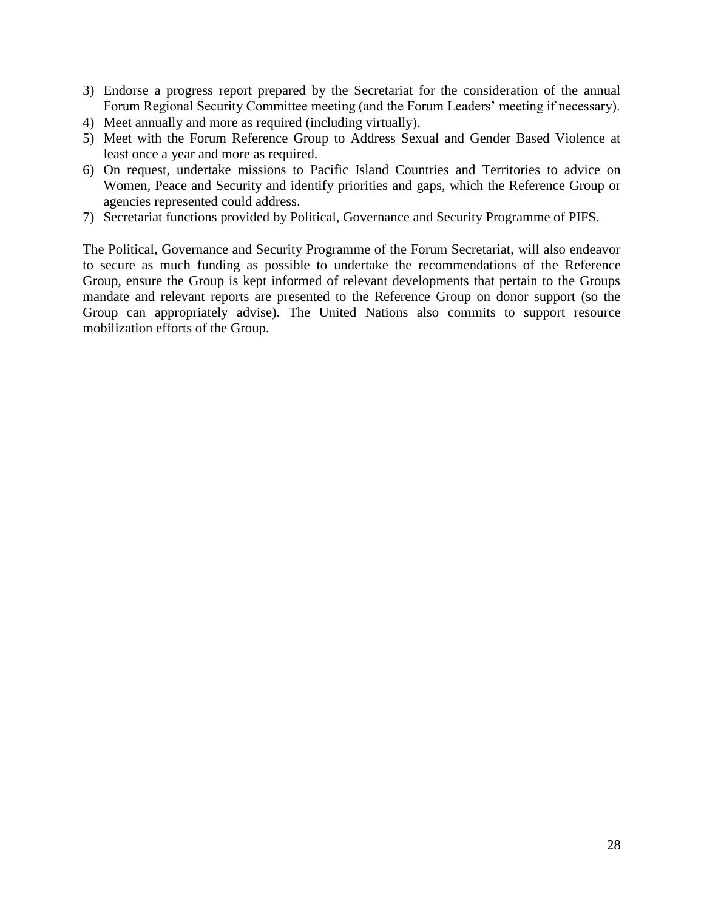3) Endorse a progress report prepared by the Secretariat for the consideration of the annual Forum Regional Security Committee meeting (and the Forum Leaders' meeting if necessary).
4) Meet annually and more as required (including virtually).
5) Meet with the Forum Reference Group to Address Sexual and Gender Based Violence at least once a year and more as required.
6) On request, undertake missions to Pacific Island Countries and Territories to advice on Women, Peace and Security and identify priorities and gaps, which the Reference Group or agencies represented could address.
7) Secretariat functions provided by Political, Governance and Security Programme of PIFS.

The Political, Governance and Security Programme of the Forum Secretariat, will also endeavor to secure as much funding as possible to undertake the recommendations of the Reference Group, ensure the Group is kept informed of relevant developments that pertain to the Groups mandate and relevant reports are presented to the Reference Group on donor support (so the Group can appropriately advise). The United Nations also commits to support resource mobilization efforts of the Group.